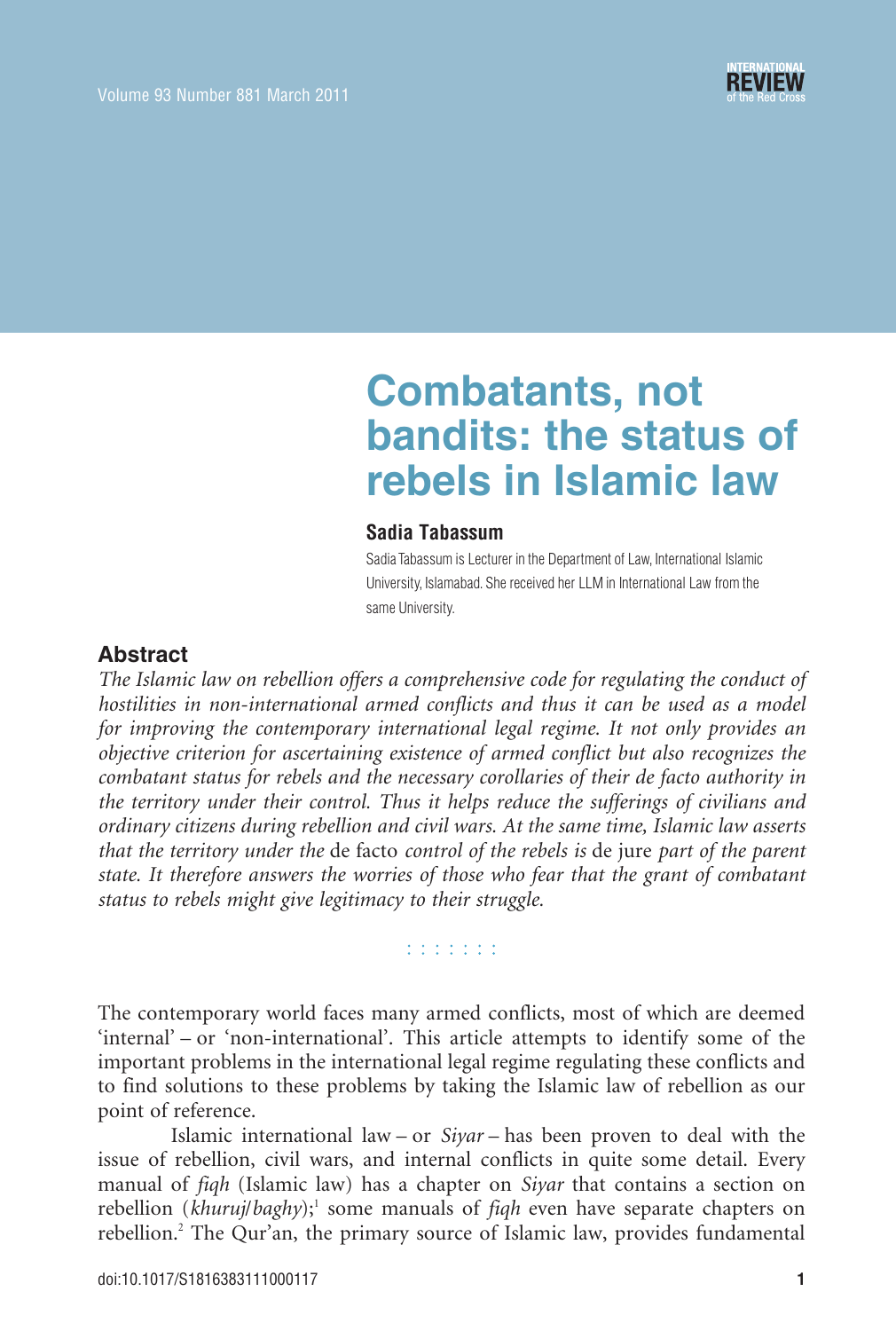# Combatants, not bandits: the status of rebels in Islamic law

**Sadia Tabassum**

Sadia Tabassum is Lecturer in the Department of Law, International Islamic University, Islamabad. She received her LLM in International Law from the same University.

## Abstract

*The Islamic law on rebellion offers a comprehensive code for regulating the conduct of hostilities in non-international armed conflicts and thus it can be used as a model for improving the contemporary international legal regime. It not only provides an objective criterion for ascertaining existence of armed conflict but also recognizes the combatant status for rebels and the necessary corollaries of their de facto authority in the territory under their control. Thus it helps reduce the sufferings of civilians and ordinary citizens during rebellion and civil wars. At the same time, Islamic law asserts that the territory under the* de facto *control of the rebels is* de jure *part of the parent state. It therefore answers the worries of those who fear that the grant of combatant status to rebels might give legitimacy to their struggle.*

: : : : : : :

The contemporary world faces many armed conflicts, most of which are deemed 'internal' – or 'non-international'. This article attempts to identify some of the important problems in the international legal regime regulating these conflicts and to find solutions to these problems by taking the Islamic law of rebellion as our point of reference.

Islamic international law – or *Siyar* – has been proven to deal with the issue of rebellion, civil wars, and internal conflicts in quite some detail. Every manual of *fiqh* (Islamic law) has a chapter on *Siyar* that contains a section on rebellion (*khuruj*/*baghy*);[1] some manuals of *fiqh* even have separate chapters on rebellion.[2] The Qur'an, the primary source of Islamic law, provides fundamental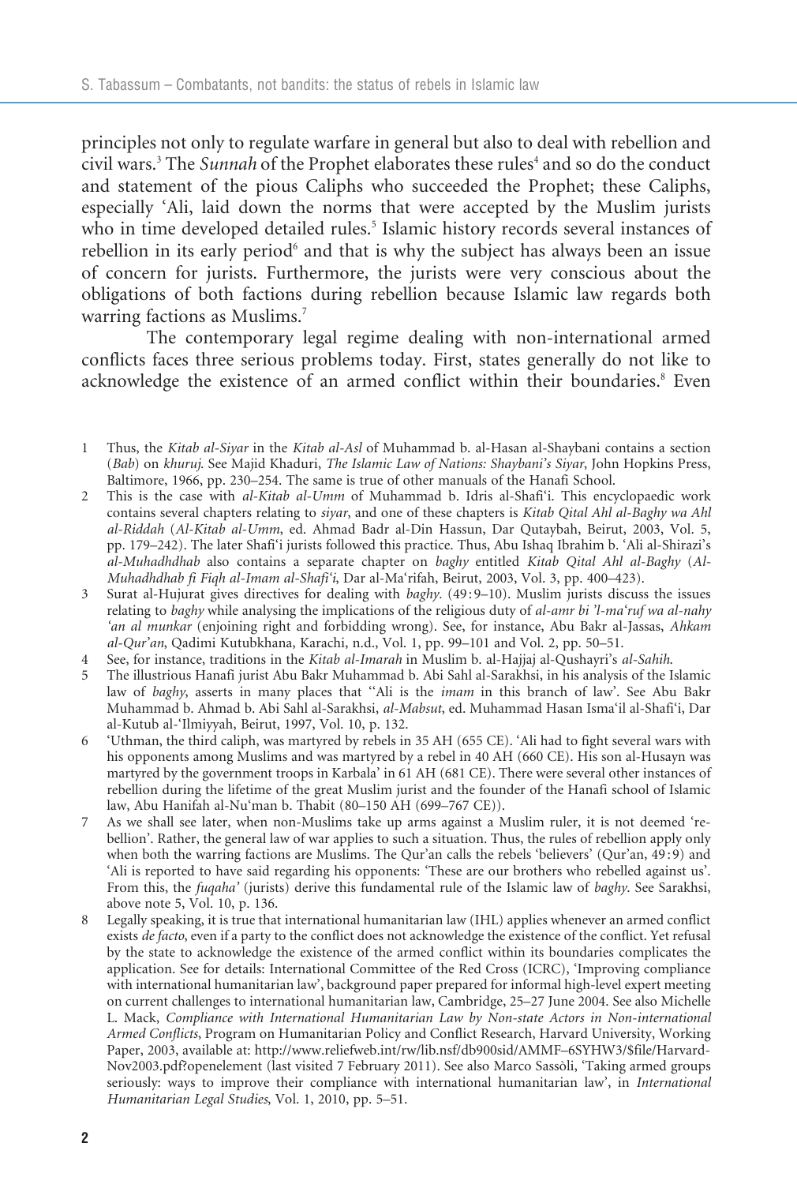principles not only to regulate warfare in general but also to deal with rebellion and civil wars.[3] The *Sunnah* of the Prophet elaborates these rules[4] and so do the conduct and statement of the pious Caliphs who succeeded the Prophet; these Caliphs, especially 'Ali, laid down the norms that were accepted by the Muslim jurists who in time developed detailed rules.[5] Islamic history records several instances of rebellion in its early period[6] and that is why the subject has always been an issue of concern for jurists. Furthermore, the jurists were very conscious about the obligations of both factions during rebellion because Islamic law regards both warring factions as Muslims.[7]

The contemporary legal regime dealing with non-international armed conflicts faces three serious problems today. First, states generally do not like to acknowledge the existence of an armed conflict within their boundaries.[8] Even

1 Thus, the *Kitab al-Siyar* in the *Kitab al-Asl* of Muhammad b. al-Hasan al-Shaybani contains a section (*Bab*) on *khuruj*. See Majid Khaduri, *The Islamic Law of Nations: Shaybani's Siyar*, John Hopkins Press, Baltimore, 1966, pp. 230–254. The same is true of other manuals of the Hanafi School.

2 This is the case with *al-Kitab al-Umm* of Muhammad b. Idris al-Shafi'i. This encyclopaedic work contains several chapters relating to *siyar*, and one of these chapters is *Kitab Qital Ahl al-Baghy wa Ahl al-Riddah* (*Al-Kitab al-Umm*, ed. Ahmad Badr al-Din Hassun, Dar Qutaybah, Beirut, 2003, Vol. 5, pp. 179–242). The later Shafi'i jurists followed this practice. Thus, Abu Ishaq Ibrahim b. 'Ali al-Shirazi's *al-Muhadhdhab* also contains a separate chapter on *baghy* entitled *Kitab Qital Ahl al-Baghy* (*Al-Muhadhdhab fi Fiqh al-Imam al-Shafi'i*, Dar al-Ma'rifah, Beirut, 2003, Vol. 3, pp. 400–423).

3 Surat al-Hujurat gives directives for dealing with *baghy*. (49:9–10). Muslim jurists discuss the issues relating to *baghy* while analysing the implications of the religious duty of *al-amr bi 'l-ma'ruf wa al-nahy 'an al munkar* (enjoining right and forbidding wrong). See, for instance, Abu Bakr al-Jassas, *Ahkam al-Qur'an*, Qadimi Kutubkhana, Karachi, n.d., Vol. 1, pp. 99–101 and Vol. 2, pp. 50–51.

4 See, for instance, traditions in the *Kitab al-Imarah* in Muslim b. al-Hajjaj al-Qushayri's *al-Sahih*.

5 The illustrious Hanafi jurist Abu Bakr Muhammad b. Abi Sahl al-Sarakhsi, in his analysis of the Islamic law of *baghy*, asserts in many places that ''Ali is the *imam* in this branch of law'. See Abu Bakr Muhammad b. Ahmad b. Abi Sahl al-Sarakhsi, *al-Mabsut*, ed. Muhammad Hasan Isma'il al-Shafi'i, Dar al-Kutub al-'Ilmiyyah, Beirut, 1997, Vol. 10, p. 132.

6 'Uthman, the third caliph, was martyred by rebels in 35 AH (655 CE). 'Ali had to fight several wars with his opponents among Muslims and was martyred by a rebel in 40 AH (660 CE). His son al-Husayn was martyred by the government troops in Karbala' in 61 AH (681 CE). There were several other instances of rebellion during the lifetime of the great Muslim jurist and the founder of the Hanafi school of Islamic law, Abu Hanifah al-Nu'man b. Thabit (80–150 AH (699–767 CE)).

7 As we shall see later, when non-Muslims take up arms against a Muslim ruler, it is not deemed 'rebellion'. Rather, the general law of war applies to such a situation. Thus, the rules of rebellion apply only when both the warring factions are Muslims. The Qur'an calls the rebels 'believers' (Qur'an, 49:9) and 'Ali is reported to have said regarding his opponents: 'These are our brothers who rebelled against us'. From this, the *fuqaha'* (jurists) derive this fundamental rule of the Islamic law of *baghy*. See Sarakhsi, above note 5, Vol. 10, p. 136.

8 Legally speaking, it is true that international humanitarian law (IHL) applies whenever an armed conflict exists *de facto*, even if a party to the conflict does not acknowledge the existence of the conflict. Yet refusal by the state to acknowledge the existence of the armed conflict within its boundaries complicates the application. See for details: International Committee of the Red Cross (ICRC), 'Improving compliance with international humanitarian law', background paper prepared for informal high-level expert meeting on current challenges to international humanitarian law, Cambridge, 25–27 June 2004. See also Michelle L. Mack, *Compliance with International Humanitarian Law by Non-state Actors in Non-international Armed Conflicts*, Program on Humanitarian Policy and Conflict Research, Harvard University, Working Paper, 2003, available at: http://www.reliefweb.int/rw/lib.nsf/db900sid/AMMF–6SYHW3/$file/Harvard-Nov2003.pdf?openelement (last visited 7 February 2011). See also Marco Sassòli, 'Taking armed groups seriously: ways to improve their compliance with international humanitarian law', in *International Humanitarian Legal Studies*, Vol. 1, 2010, pp. 5–51.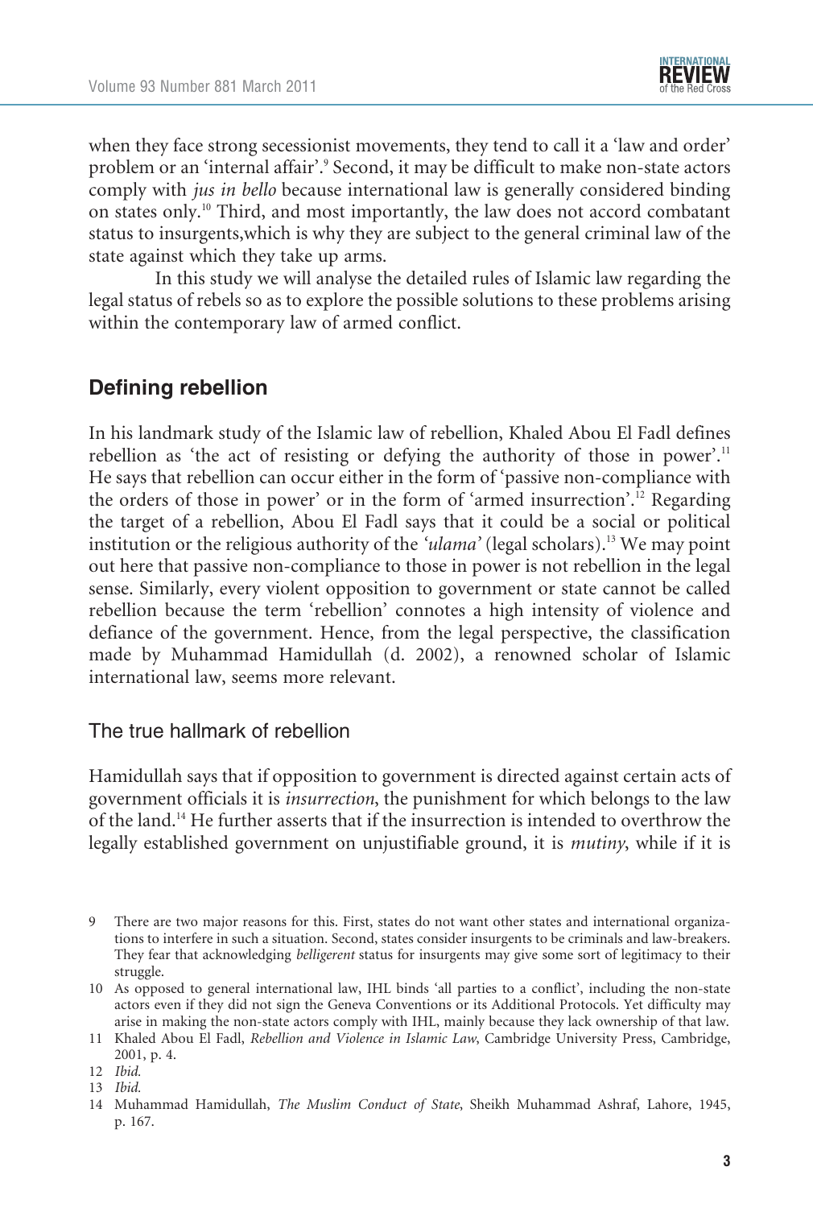when they face strong secessionist movements, they tend to call it a 'law and order' problem or an 'internal affair'.[9] Second, it may be difficult to make non-state actors comply with *jus in bello* because international law is generally considered binding on states only.[10] Third, and most importantly, the law does not accord combatant status to insurgents,which is why they are subject to the general criminal law of the state against which they take up arms.

In this study we will analyse the detailed rules of Islamic law regarding the legal status of rebels so as to explore the possible solutions to these problems arising within the contemporary law of armed conflict.

## Defining rebellion

In his landmark study of the Islamic law of rebellion, Khaled Abou El Fadl defines rebellion as 'the act of resisting or defying the authority of those in power'.[11] He says that rebellion can occur either in the form of 'passive non-compliance with the orders of those in power' or in the form of 'armed insurrection'.[12] Regarding the target of a rebellion, Abou El Fadl says that it could be a social or political institution or the religious authority of the *'ulama'* (legal scholars).[13] We may point out here that passive non-compliance to those in power is not rebellion in the legal sense. Similarly, every violent opposition to government or state cannot be called rebellion because the term 'rebellion' connotes a high intensity of violence and defiance of the government. Hence, from the legal perspective, the classification made by Muhammad Hamidullah (d. 2002), a renowned scholar of Islamic international law, seems more relevant.

### The true hallmark of rebellion

Hamidullah says that if opposition to government is directed against certain acts of government officials it is *insurrection*, the punishment for which belongs to the law of the land.[14] He further asserts that if the insurrection is intended to overthrow the legally established government on unjustifiable ground, it is *mutiny*, while if it is

---

9 There are two major reasons for this. First, states do not want other states and international organizations to interfere in such a situation. Second, states consider insurgents to be criminals and law-breakers. They fear that acknowledging *belligerent* status for insurgents may give some sort of legitimacy to their struggle.

10 As opposed to general international law, IHL binds 'all parties to a conflict', including the non-state actors even if they did not sign the Geneva Conventions or its Additional Protocols. Yet difficulty may arise in making the non-state actors comply with IHL, mainly because they lack ownership of that law.

11 Khaled Abou El Fadl, *Rebellion and Violence in Islamic Law*, Cambridge University Press, Cambridge, 2001, p. 4.

12 *Ibid.*

13 *Ibid.*

14 Muhammad Hamidullah, *The Muslim Conduct of State*, Sheikh Muhammad Ashraf, Lahore, 1945, p. 167.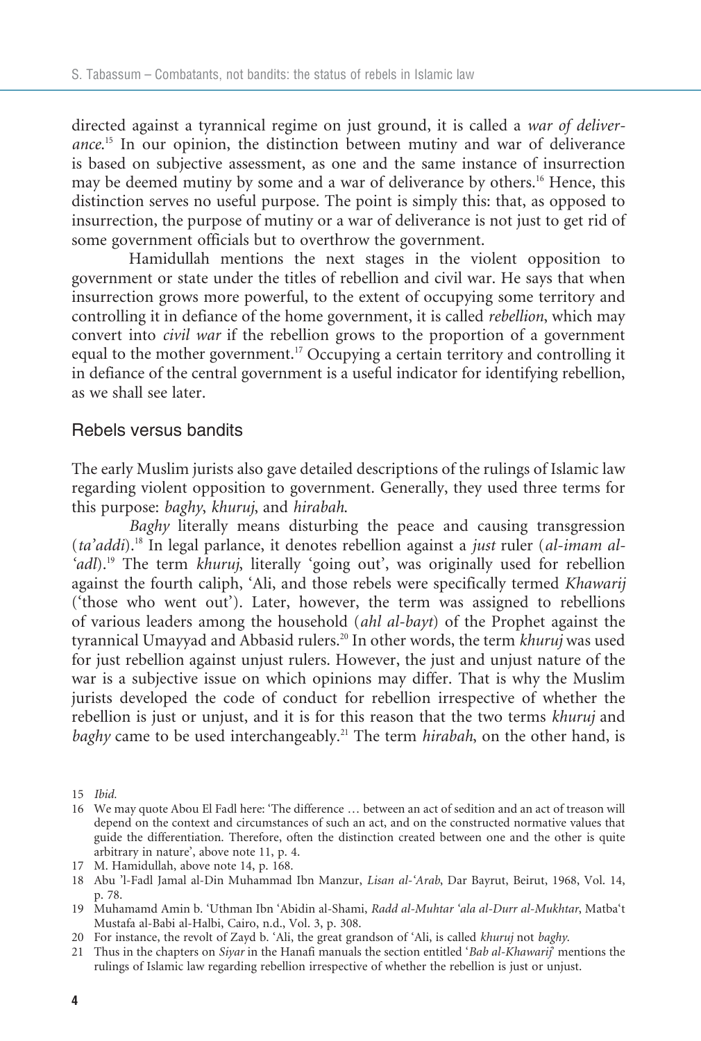directed against a tyrannical regime on just ground, it is called a *war of deliverance*.[15] In our opinion, the distinction between mutiny and war of deliverance is based on subjective assessment, as one and the same instance of insurrection may be deemed mutiny by some and a war of deliverance by others.[16] Hence, this distinction serves no useful purpose. The point is simply this: that, as opposed to insurrection, the purpose of mutiny or a war of deliverance is not just to get rid of some government officials but to overthrow the government.

Hamidullah mentions the next stages in the violent opposition to government or state under the titles of rebellion and civil war. He says that when insurrection grows more powerful, to the extent of occupying some territory and controlling it in defiance of the home government, it is called *rebellion*, which may convert into *civil war* if the rebellion grows to the proportion of a government equal to the mother government.[17] Occupying a certain territory and controlling it in defiance of the central government is a useful indicator for identifying rebellion, as we shall see later.

## Rebels versus bandits

The early Muslim jurists also gave detailed descriptions of the rulings of Islamic law regarding violent opposition to government. Generally, they used three terms for this purpose: *baghy*, *khuruj*, and *hirabah*.

*Baghy* literally means disturbing the peace and causing transgression (*ta'addi*).[18] In legal parlance, it denotes rebellion against a *just* ruler (*al-imam al-'adl*).[19] The term *khuruj*, literally 'going out', was originally used for rebellion against the fourth caliph, 'Ali, and those rebels were specifically termed *Khawarij* ('those who went out'). Later, however, the term was assigned to rebellions of various leaders among the household (*ahl al-bayt*) of the Prophet against the tyrannical Umayyad and Abbasid rulers.[20] In other words, the term *khuruj* was used for just rebellion against unjust rulers. However, the just and unjust nature of the war is a subjective issue on which opinions may differ. That is why the Muslim jurists developed the code of conduct for rebellion irrespective of whether the rebellion is just or unjust, and it is for this reason that the two terms *khuruj* and *baghy* came to be used interchangeably.[21] The term *hirabah*, on the other hand, is

---

15 *Ibid.*

16 We may quote Abou El Fadl here: 'The difference … between an act of sedition and an act of treason will depend on the context and circumstances of such an act, and on the constructed normative values that guide the differentiation. Therefore, often the distinction created between one and the other is quite arbitrary in nature', above note 11, p. 4.

17 M. Hamidullah, above note 14, p. 168.

18 Abu 'l-Fadl Jamal al-Din Muhammad Ibn Manzur, *Lisan al-'Arab*, Dar Bayrut, Beirut, 1968, Vol. 14, p. 78.

19 Muhamamd Amin b. 'Uthman Ibn 'Abidin al-Shami, *Radd al-Muhtar 'ala al-Durr al-Mukhtar*, Matba't Mustafa al-Babi al-Halbi, Cairo, n.d., Vol. 3, p. 308.

20 For instance, the revolt of Zayd b. 'Ali, the great grandson of 'Ali, is called *khuruj* not *baghy*.

21 Thus in the chapters on *Siyar* in the Hanafi manuals the section entitled '*Bab al-Khawarij*' mentions the rulings of Islamic law regarding rebellion irrespective of whether the rebellion is just or unjust.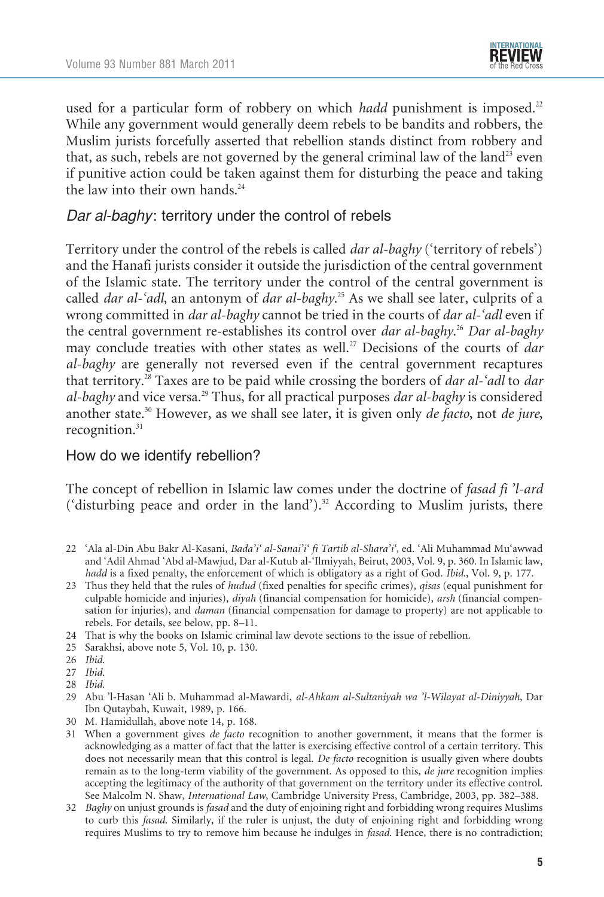used for a particular form of robbery on which *hadd* punishment is imposed.[22] While any government would generally deem rebels to be bandits and robbers, the Muslim jurists forcefully asserted that rebellion stands distinct from robbery and that, as such, rebels are not governed by the general criminal law of the land[23] even if punitive action could be taken against them for disturbing the peace and taking the law into their own hands.[24]

## *Dar al-baghy*: territory under the control of rebels

Territory under the control of the rebels is called *dar al-baghy* ('territory of rebels') and the Hanafi jurists consider it outside the jurisdiction of the central government of the Islamic state. The territory under the control of the central government is called *dar al-'adl*, an antonym of *dar al-baghy*.[25] As we shall see later, culprits of a wrong committed in *dar al-baghy* cannot be tried in the courts of *dar al-'adl* even if the central government re-establishes its control over *dar al-baghy*.[26] *Dar al-baghy* may conclude treaties with other states as well.[27] Decisions of the courts of *dar al-baghy* are generally not reversed even if the central government recaptures that territory.[28] Taxes are to be paid while crossing the borders of *dar al-'adl* to *dar al-baghy* and vice versa.[29] Thus, for all practical purposes *dar al-baghy* is considered another state.[30] However, as we shall see later, it is given only *de facto*, not *de jure*, recognition.[31]

## How do we identify rebellion?

The concept of rebellion in Islamic law comes under the doctrine of *fasad fi 'l-ard* ('disturbing peace and order in the land').[32] According to Muslim jurists, there

---

22 'Ala al-Din Abu Bakr Al-Kasani, *Bada'i' al-Sanai'i' fi Tartib al-Shara'i'*, ed. 'Ali Muhammad Mu'awwad and 'Adil Ahmad 'Abd al-Mawjud, Dar al-Kutub al-'Ilmiyyah, Beirut, 2003, Vol. 9, p. 360. In Islamic law, *hadd* is a fixed penalty, the enforcement of which is obligatory as a right of God. *Ibid.*, Vol. 9, p. 177.

23 Thus they held that the rules of *hudud* (fixed penalties for specific crimes), *qisas* (equal punishment for culpable homicide and injuries), *diyah* (financial compensation for homicide), *arsh* (financial compensation for injuries), and *daman* (financial compensation for damage to property) are not applicable to rebels. For details, see below, pp. 8–11.

24 That is why the books on Islamic criminal law devote sections to the issue of rebellion.

25 Sarakhsi, above note 5, Vol. 10, p. 130.

26 *Ibid.*

27 *Ibid.*

28 *Ibid.*

29 Abu 'l-Hasan 'Ali b. Muhammad al-Mawardi, *al-Ahkam al-Sultaniyah wa 'l-Wilayat al-Diniyyah*, Dar Ibn Qutaybah, Kuwait, 1989, p. 166.

30 M. Hamidullah, above note 14, p. 168.

31 When a government gives *de facto* recognition to another government, it means that the former is acknowledging as a matter of fact that the latter is exercising effective control of a certain territory. This does not necessarily mean that this control is legal. *De facto* recognition is usually given where doubts remain as to the long-term viability of the government. As opposed to this, *de jure* recognition implies accepting the legitimacy of the authority of that government on the territory under its effective control. See Malcolm N. Shaw, *International Law*, Cambridge University Press, Cambridge, 2003, pp. 382–388.

32 *Baghy* on unjust grounds is *fasad* and the duty of enjoining right and forbidding wrong requires Muslims to curb this *fasad*. Similarly, if the ruler is unjust, the duty of enjoining right and forbidding wrong requires Muslims to try to remove him because he indulges in *fasad*. Hence, there is no contradiction;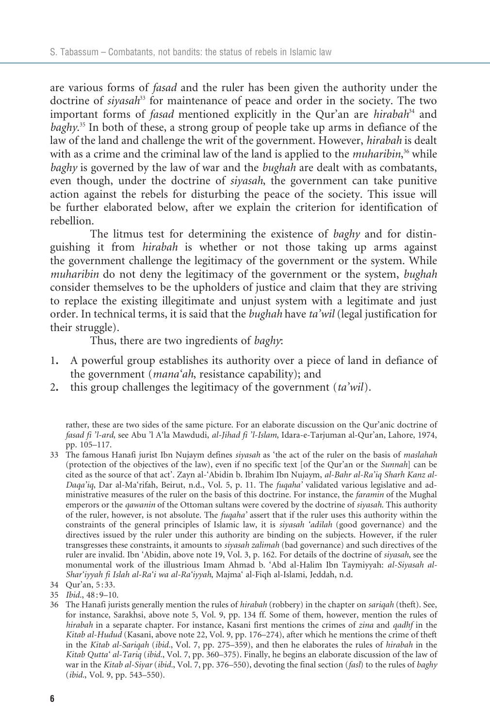are various forms of *fasad* and the ruler has been given the authority under the doctrine of *siyasah*[33] for maintenance of peace and order in the society. The two important forms of *fasad* mentioned explicitly in the Qur'an are *hirabah*[34] and *baghy*.[35] In both of these, a strong group of people take up arms in defiance of the law of the land and challenge the writ of the government. However, *hirabah* is dealt with as a crime and the criminal law of the land is applied to the *muharibin*,[36] while *baghy* is governed by the law of war and the *bughah* are dealt with as combatants, even though, under the doctrine of *siyasah*, the government can take punitive action against the rebels for disturbing the peace of the society. This issue will be further elaborated below, after we explain the criterion for identification of rebellion.

The litmus test for determining the existence of *baghy* and for distinguishing it from *hirabah* is whether or not those taking up arms against the government challenge the legitimacy of the government or the system. While *muharibin* do not deny the legitimacy of the government or the system, *bughah* consider themselves to be the upholders of justice and claim that they are striving to replace the existing illegitimate and unjust system with a legitimate and just order. In technical terms, it is said that the *bughah* have *ta'wil* (legal justification for their struggle).

Thus, there are two ingredients of *baghy*:

1. A powerful group establishes its authority over a piece of land in defiance of the government (*mana'ah*, resistance capability); and
2. this group challenges the legitimacy of the government (*ta'wil*).

rather, these are two sides of the same picture. For an elaborate discussion on the Qur'anic doctrine of *fasad fi 'l-ard*, see Abu 'l A'la Mawdudi, *al-Jihad fi 'l-Islam*, Idara-e-Tarjuman al-Qur'an, Lahore, 1974, pp. 105–117.

33 The famous Hanafi jurist Ibn Nujaym defines *siyasah* as 'the act of the ruler on the basis of *maslahah* (protection of the objectives of the law), even if no specific text [of the Qur'an or the *Sunnah*] can be cited as the source of that act'. Zayn al-'Abidin b. Ibrahim Ibn Nujaym, *al-Bahr al-Ra'iq Sharh Kanz al-Daqa'iq*, Dar al-Ma'rifah, Beirut, n.d., Vol. 5, p. 11. The *fuqaha'* validated various legislative and administrative measures of the ruler on the basis of this doctrine. For instance, the *faramin* of the Mughal emperors or the *qawanin* of the Ottoman sultans were covered by the doctrine of *siyasah*. This authority of the ruler, however, is not absolute. The *fuqaha'* assert that if the ruler uses this authority within the constraints of the general principles of Islamic law, it is *siyasah 'adilah* (good governance) and the directives issued by the ruler under this authority are binding on the subjects. However, if the ruler transgresses these constraints, it amounts to *siyasah zalimah* (bad governance) and such directives of the ruler are invalid. Ibn 'Abidin, above note 19, Vol. 3, p. 162. For details of the doctrine of *siyasah*, see the monumental work of the illustrious Imam Ahmad b. 'Abd al-Halim Ibn Taymiyyah: *al-Siyasah al-Shar'iyyah fi Islah al-Ra'i wa al-Ra'iyyah*, Majma' al-Fiqh al-Islami, Jeddah, n.d.

34 Qur'an, 5 : 33.

35 *Ibid*., 48 : 9–10.

36 The Hanafi jurists generally mention the rules of *hirabah* (robbery) in the chapter on *sariqah* (theft). See, for instance, Sarakhsi, above note 5, Vol. 9, pp. 134 ff. Some of them, however, mention the rules of *hirabah* in a separate chapter. For instance, Kasani first mentions the crimes of *zina* and *qadhf* in the *Kitab al-Hudud* (Kasani, above note 22, Vol. 9, pp. 176–274), after which he mentions the crime of theft in the *Kitab al-Sariqah* (*ibid*., Vol. 7, pp. 275–359), and then he elaborates the rules of *hirabah* in the *Kitab Qutta' al-Tariq* (*ibid*., Vol. 7, pp. 360–375). Finally, he begins an elaborate discussion of the law of war in the *Kitab al-Siyar* (*ibid*., Vol. 7, pp. 376–550), devoting the final section (*fasl*) to the rules of *baghy* (*ibid*., Vol. 9, pp. 543–550).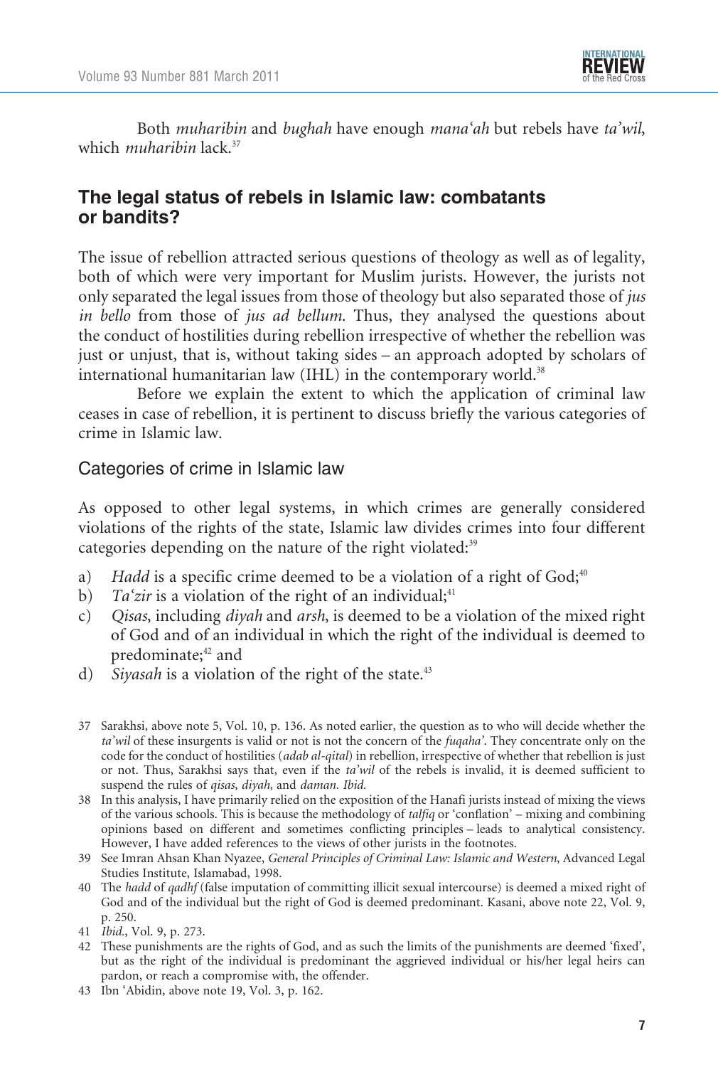Both *muharibin* and *bughah* have enough *mana'ah* but rebels have *ta'wil*, which *muharibin* lack.[37]

## The legal status of rebels in Islamic law: combatants or bandits?

The issue of rebellion attracted serious questions of theology as well as of legality, both of which were very important for Muslim jurists. However, the jurists not only separated the legal issues from those of theology but also separated those of *jus in bello* from those of *jus ad bellum*. Thus, they analysed the questions about the conduct of hostilities during rebellion irrespective of whether the rebellion was just or unjust, that is, without taking sides – an approach adopted by scholars of international humanitarian law (IHL) in the contemporary world.[38]

Before we explain the extent to which the application of criminal law ceases in case of rebellion, it is pertinent to discuss briefly the various categories of crime in Islamic law.

### Categories of crime in Islamic law

As opposed to other legal systems, in which crimes are generally considered violations of the rights of the state, Islamic law divides crimes into four different categories depending on the nature of the right violated:[39]

a) *Hadd* is a specific crime deemed to be a violation of a right of God;[40]
b) *Ta'zir* is a violation of the right of an individual;[41]
c) *Qisas*, including *diyah* and *arsh*, is deemed to be a violation of the mixed right of God and of an individual in which the right of the individual is deemed to predominate;[42] and
d) *Siyasah* is a violation of the right of the state.[43]

37 Sarakhsi, above note 5, Vol. 10, p. 136. As noted earlier, the question as to who will decide whether the *ta'wil* of these insurgents is valid or not is not the concern of the *fuqaha'*. They concentrate only on the code for the conduct of hostilities (*adab al-qital*) in rebellion, irrespective of whether that rebellion is just or not. Thus, Sarakhsi says that, even if the *ta'wil* of the rebels is invalid, it is deemed sufficient to suspend the rules of *qisas*, *diyah*, and *daman*. *Ibid.*

38 In this analysis, I have primarily relied on the exposition of the Hanafi jurists instead of mixing the views of the various schools. This is because the methodology of *talfiq* or 'conflation' – mixing and combining opinions based on different and sometimes conflicting principles – leads to analytical consistency. However, I have added references to the views of other jurists in the footnotes.

39 See Imran Ahsan Khan Nyazee, *General Principles of Criminal Law: Islamic and Western*, Advanced Legal Studies Institute, Islamabad, 1998.

40 The *hadd* of *qadhf* (false imputation of committing illicit sexual intercourse) is deemed a mixed right of God and of the individual but the right of God is deemed predominant. Kasani, above note 22, Vol. 9, p. 250.

41 *Ibid.*, Vol. 9, p. 273.

42 These punishments are the rights of God, and as such the limits of the punishments are deemed 'fixed', but as the right of the individual is predominant the aggrieved individual or his/her legal heirs can pardon, or reach a compromise with, the offender.

43 Ibn 'Abidin, above note 19, Vol. 3, p. 162.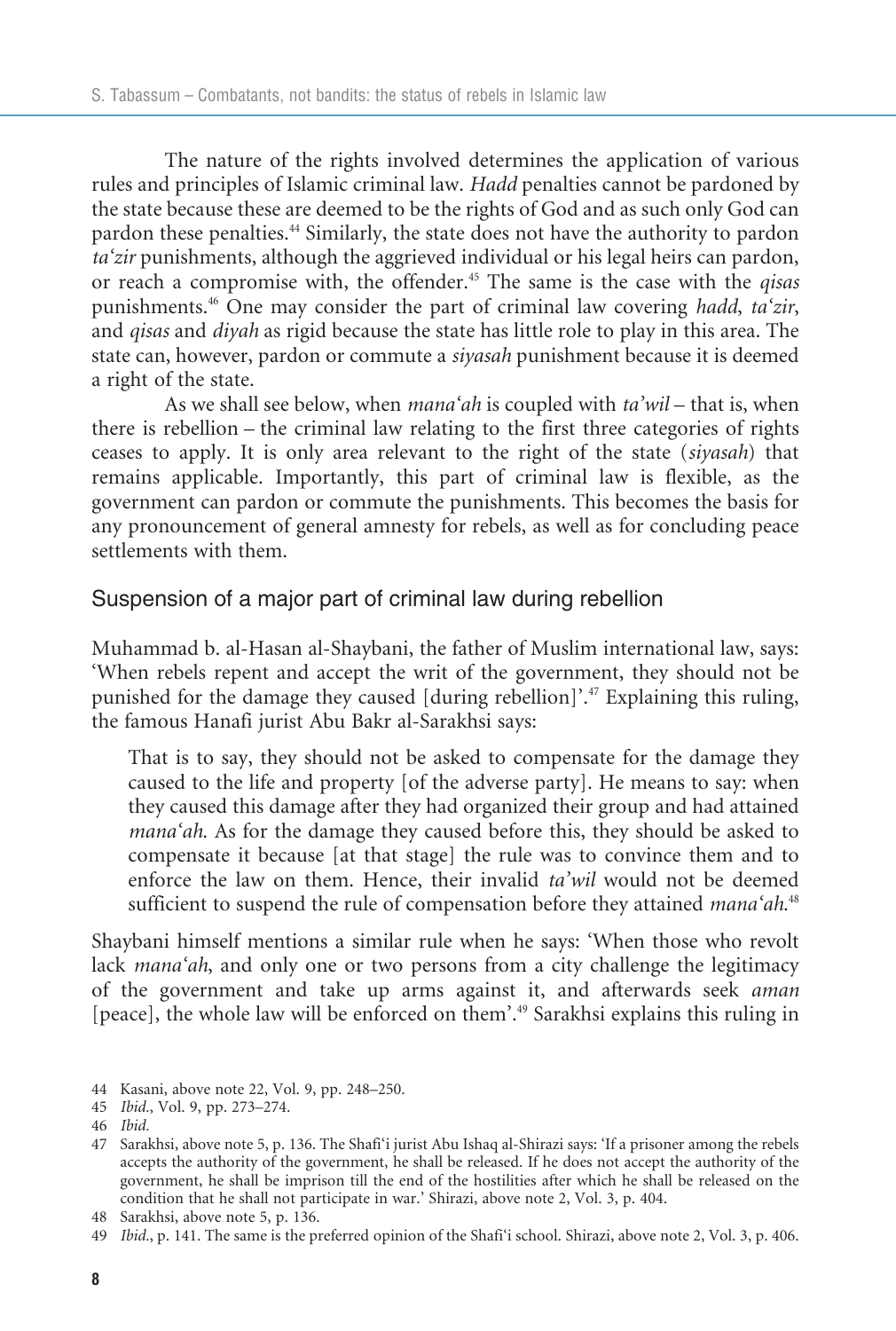The nature of the rights involved determines the application of various rules and principles of Islamic criminal law. *Hadd* penalties cannot be pardoned by the state because these are deemed to be the rights of God and as such only God can pardon these penalties.[44] Similarly, the state does not have the authority to pardon *ta'zir* punishments, although the aggrieved individual or his legal heirs can pardon, or reach a compromise with, the offender.[45] The same is the case with the *qisas* punishments.[46] One may consider the part of criminal law covering *hadd*, *ta'zir*, and *qisas* and *diyah* as rigid because the state has little role to play in this area. The state can, however, pardon or commute a *siyasah* punishment because it is deemed a right of the state.

As we shall see below, when *mana'ah* is coupled with *ta'wil* – that is, when there is rebellion – the criminal law relating to the first three categories of rights ceases to apply. It is only area relevant to the right of the state (*siyasah*) that remains applicable. Importantly, this part of criminal law is flexible, as the government can pardon or commute the punishments. This becomes the basis for any pronouncement of general amnesty for rebels, as well as for concluding peace settlements with them.

## Suspension of a major part of criminal law during rebellion

Muhammad b. al-Hasan al-Shaybani, the father of Muslim international law, says: 'When rebels repent and accept the writ of the government, they should not be punished for the damage they caused [during rebellion]'.[47] Explaining this ruling, the famous Hanafi jurist Abu Bakr al-Sarakhsi says:

> That is to say, they should not be asked to compensate for the damage they caused to the life and property [of the adverse party]. He means to say: when they caused this damage after they had organized their group and had attained *mana'ah*. As for the damage they caused before this, they should be asked to compensate it because [at that stage] the rule was to convince them and to enforce the law on them. Hence, their invalid *ta'wil* would not be deemed sufficient to suspend the rule of compensation before they attained *mana'ah*.[48]

Shaybani himself mentions a similar rule when he says: 'When those who revolt lack *mana'ah*, and only one or two persons from a city challenge the legitimacy of the government and take up arms against it, and afterwards seek *aman* [peace], the whole law will be enforced on them'.[49] Sarakhsi explains this ruling in

---

44 Kasani, above note 22, Vol. 9, pp. 248–250.

45 *Ibid.*, Vol. 9, pp. 273–274.

46 *Ibid.*

47 Sarakhsi, above note 5, p. 136. The Shafi'i jurist Abu Ishaq al-Shirazi says: 'If a prisoner among the rebels accepts the authority of the government, he shall be released. If he does not accept the authority of the government, he shall be imprison till the end of the hostilities after which he shall be released on the condition that he shall not participate in war.' Shirazi, above note 2, Vol. 3, p. 404.

48 Sarakhsi, above note 5, p. 136.

49 *Ibid.*, p. 141. The same is the preferred opinion of the Shafi'i school. Shirazi, above note 2, Vol. 3, p. 406.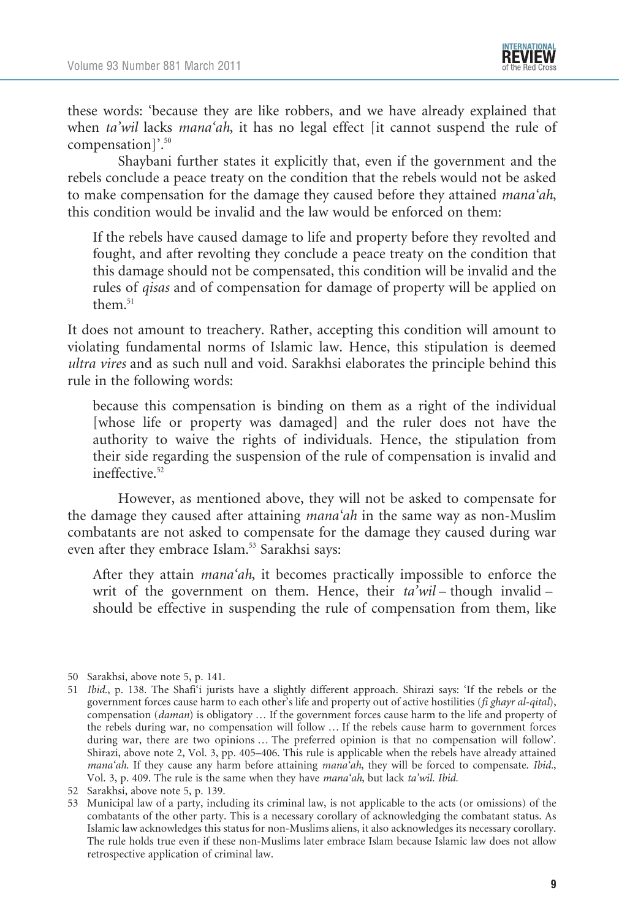these words: 'because they are like robbers, and we have already explained that when *ta'wil* lacks *mana'ah*, it has no legal effect [it cannot suspend the rule of compensation]'.[50]

Shaybani further states it explicitly that, even if the government and the rebels conclude a peace treaty on the condition that the rebels would not be asked to make compensation for the damage they caused before they attained *mana'ah*, this condition would be invalid and the law would be enforced on them:

> If the rebels have caused damage to life and property before they revolted and fought, and after revolting they conclude a peace treaty on the condition that this damage should not be compensated, this condition will be invalid and the rules of *qisas* and of compensation for damage of property will be applied on them.[51]

It does not amount to treachery. Rather, accepting this condition will amount to violating fundamental norms of Islamic law. Hence, this stipulation is deemed *ultra vires* and as such null and void. Sarakhsi elaborates the principle behind this rule in the following words:

> because this compensation is binding on them as a right of the individual [whose life or property was damaged] and the ruler does not have the authority to waive the rights of individuals. Hence, the stipulation from their side regarding the suspension of the rule of compensation is invalid and ineffective.[52]

However, as mentioned above, they will not be asked to compensate for the damage they caused after attaining *mana'ah* in the same way as non-Muslim combatants are not asked to compensate for the damage they caused during war even after they embrace Islam.[53] Sarakhsi says:

> After they attain *mana'ah*, it becomes practically impossible to enforce the writ of the government on them. Hence, their *ta'wil* – though invalid – should be effective in suspending the rule of compensation from them, like

---

50 Sarakhsi, above note 5, p. 141.

51 *Ibid.*, p. 138. The Shafi'i jurists have a slightly different approach. Shirazi says: 'If the rebels or the government forces cause harm to each other's life and property out of active hostilities (*fi ghayr al-qital*), compensation (*daman*) is obligatory … If the government forces cause harm to the life and property of the rebels during war, no compensation will follow … If the rebels cause harm to government forces during war, there are two opinions … The preferred opinion is that no compensation will follow'. Shirazi, above note 2, Vol. 3, pp. 405–406. This rule is applicable when the rebels have already attained *mana'ah*. If they cause any harm before attaining *mana'ah*, they will be forced to compensate. *Ibid.*, Vol. 3, p. 409. The rule is the same when they have *mana'ah*, but lack *ta'wil*. *Ibid.*

52 Sarakhsi, above note 5, p. 139.

53 Municipal law of a party, including its criminal law, is not applicable to the acts (or omissions) of the combatants of the other party. This is a necessary corollary of acknowledging the combatant status. As Islamic law acknowledges this status for non-Muslims aliens, it also acknowledges its necessary corollary. The rule holds true even if these non-Muslims later embrace Islam because Islamic law does not allow retrospective application of criminal law.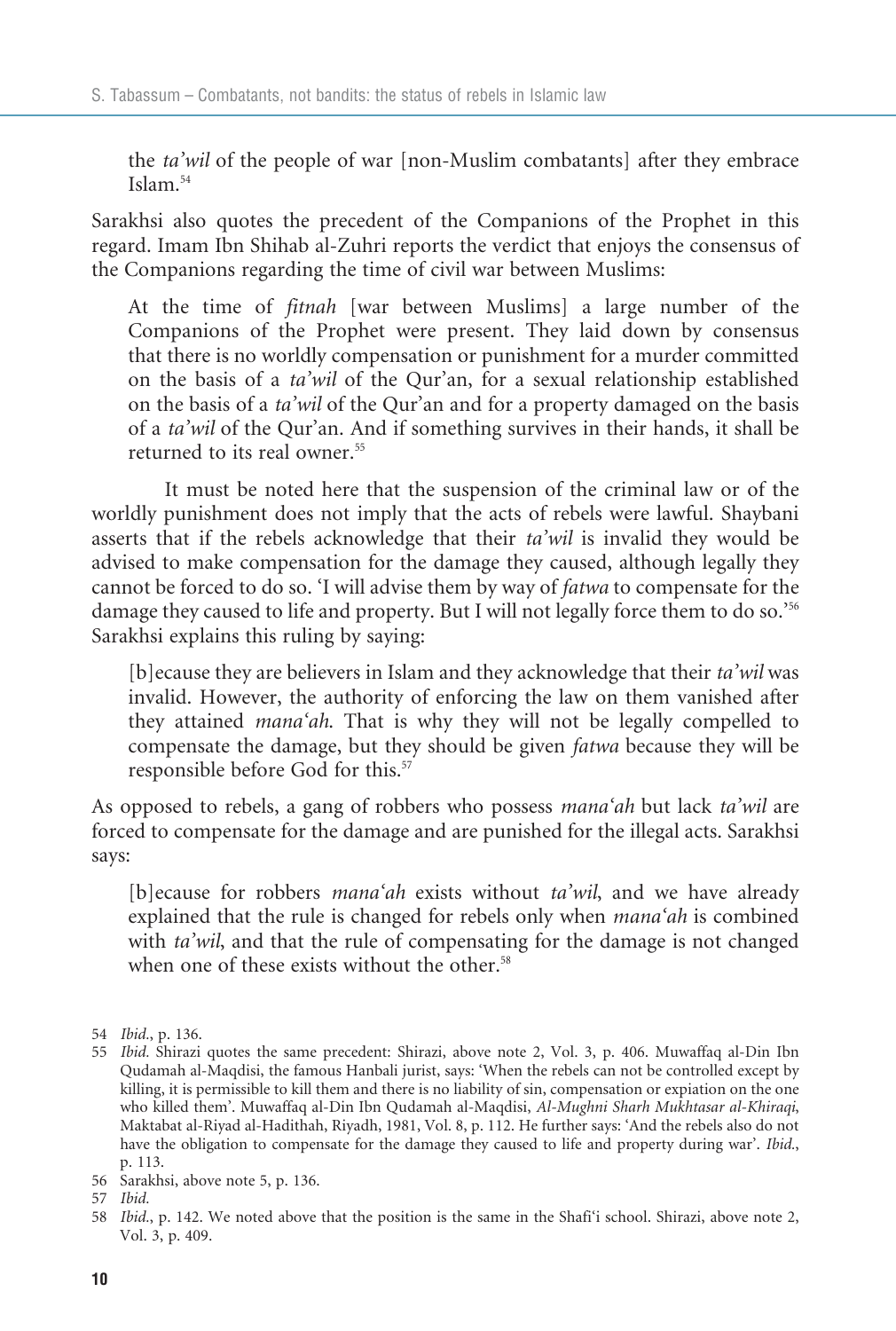the *ta'wil* of the people of war [non-Muslim combatants] after they embrace Islam.[54]

Sarakhsi also quotes the precedent of the Companions of the Prophet in this regard. Imam Ibn Shihab al-Zuhri reports the verdict that enjoys the consensus of the Companions regarding the time of civil war between Muslims:

> At the time of *fitnah* [war between Muslims] a large number of the Companions of the Prophet were present. They laid down by consensus that there is no worldly compensation or punishment for a murder committed on the basis of a *ta'wil* of the Qur'an, for a sexual relationship established on the basis of a *ta'wil* of the Qur'an and for a property damaged on the basis of a *ta'wil* of the Qur'an. And if something survives in their hands, it shall be returned to its real owner.[55]

It must be noted here that the suspension of the criminal law or of the worldly punishment does not imply that the acts of rebels were lawful. Shaybani asserts that if the rebels acknowledge that their *ta'wil* is invalid they would be advised to make compensation for the damage they caused, although legally they cannot be forced to do so. 'I will advise them by way of *fatwa* to compensate for the damage they caused to life and property. But I will not legally force them to do so.'[56] Sarakhsi explains this ruling by saying:

> [b]ecause they are believers in Islam and they acknowledge that their *ta'wil* was invalid. However, the authority of enforcing the law on them vanished after they attained *mana'ah*. That is why they will not be legally compelled to compensate the damage, but they should be given *fatwa* because they will be responsible before God for this.[57]

As opposed to rebels, a gang of robbers who possess *mana'ah* but lack *ta'wil* are forced to compensate for the damage and are punished for the illegal acts. Sarakhsi says:

> [b]ecause for robbers *mana'ah* exists without *ta'wil*, and we have already explained that the rule is changed for rebels only when *mana'ah* is combined with *ta'wil*, and that the rule of compensating for the damage is not changed when one of these exists without the other.[58]

---

54 *Ibid.*, p. 136.

55 *Ibid.* Shirazi quotes the same precedent: Shirazi, above note 2, Vol. 3, p. 406. Muwaffaq al-Din Ibn Qudamah al-Maqdisi, the famous Hanbali jurist, says: 'When the rebels can not be controlled except by killing, it is permissible to kill them and there is no liability of sin, compensation or expiation on the one who killed them'. Muwaffaq al-Din Ibn Qudamah al-Maqdisi, *Al-Mughni Sharh Mukhtasar al-Khiraqi*, Maktabat al-Riyad al-Hadithah, Riyadh, 1981, Vol. 8, p. 112. He further says: 'And the rebels also do not have the obligation to compensate for the damage they caused to life and property during war'. *Ibid.*, p. 113.

56 Sarakhsi, above note 5, p. 136.

57 *Ibid.*

58 *Ibid.*, p. 142. We noted above that the position is the same in the Shafi'i school. Shirazi, above note 2, Vol. 3, p. 409.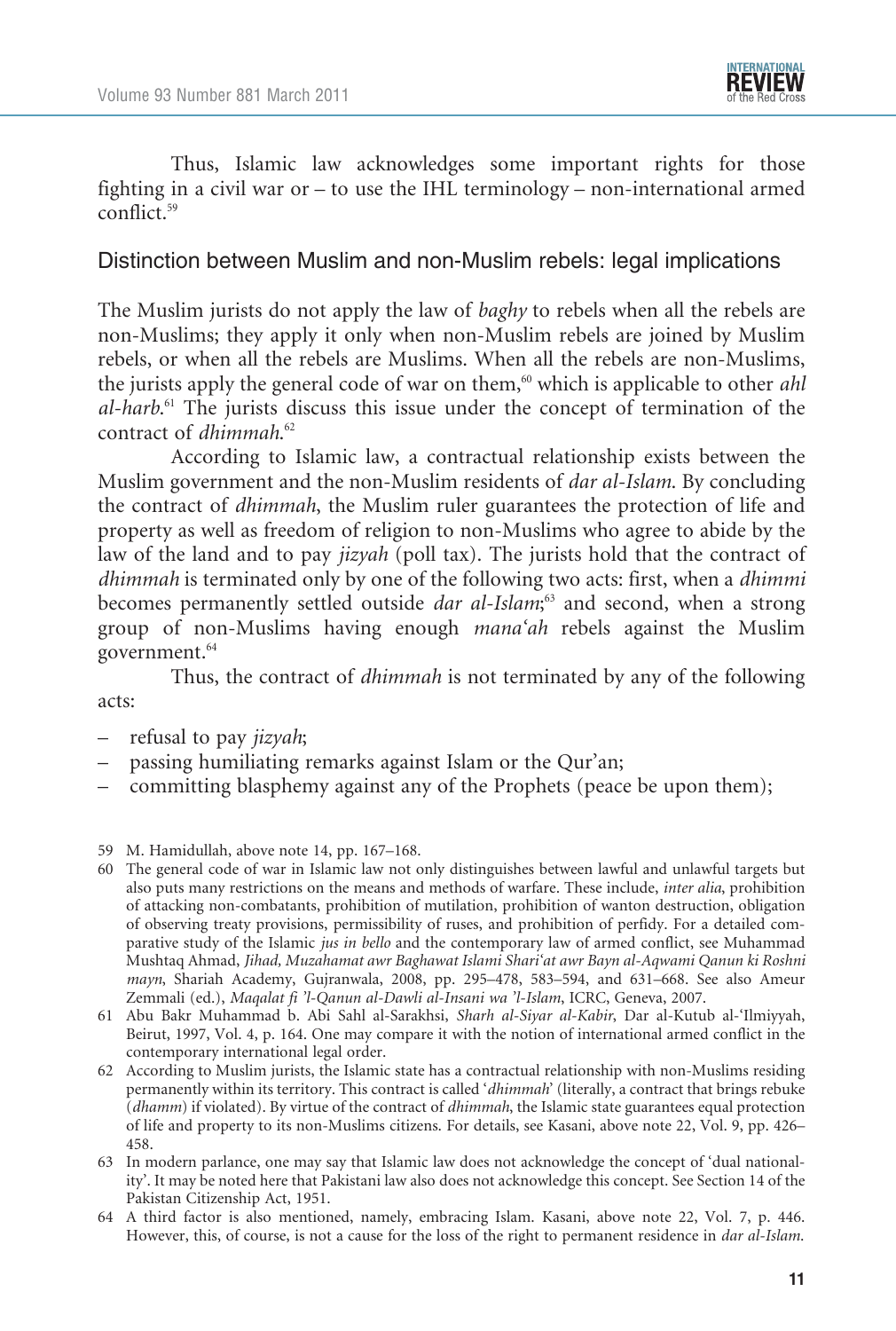Thus, Islamic law acknowledges some important rights for those fighting in a civil war or – to use the IHL terminology – non-international armed conflict.[59]

## Distinction between Muslim and non-Muslim rebels: legal implications

The Muslim jurists do not apply the law of *baghy* to rebels when all the rebels are non-Muslims; they apply it only when non-Muslim rebels are joined by Muslim rebels, or when all the rebels are Muslims. When all the rebels are non-Muslims, the jurists apply the general code of war on them,[60] which is applicable to other *ahl al-harb*.[61] The jurists discuss this issue under the concept of termination of the contract of *dhimmah*.[62]

According to Islamic law, a contractual relationship exists between the Muslim government and the non-Muslim residents of *dar al-Islam*. By concluding the contract of *dhimmah*, the Muslim ruler guarantees the protection of life and property as well as freedom of religion to non-Muslims who agree to abide by the law of the land and to pay *jizyah* (poll tax). The jurists hold that the contract of *dhimmah* is terminated only by one of the following two acts: first, when a *dhimmi* becomes permanently settled outside *dar al-Islam*;[63] and second, when a strong group of non-Muslims having enough *mana'ah* rebels against the Muslim government.[64]

Thus, the contract of *dhimmah* is not terminated by any of the following acts:

- refusal to pay *jizyah*;
- passing humiliating remarks against Islam or the Qur'an;
- committing blasphemy against any of the Prophets (peace be upon them);

---

59 M. Hamidullah, above note 14, pp. 167–168.

60 The general code of war in Islamic law not only distinguishes between lawful and unlawful targets but also puts many restrictions on the means and methods of warfare. These include, *inter alia*, prohibition of attacking non-combatants, prohibition of mutilation, prohibition of wanton destruction, obligation of observing treaty provisions, permissibility of ruses, and prohibition of perfidy. For a detailed comparative study of the Islamic *jus in bello* and the contemporary law of armed conflict, see Muhammad Mushtaq Ahmad, *Jihad, Muzahamat awr Baghawat Islami Shari'at awr Bayn al-Aqwami Qanun ki Roshni mayn*, Shariah Academy, Gujranwala, 2008, pp. 295–478, 583–594, and 631–668. See also Ameur Zemmali (ed.), *Maqalat fi 'l-Qanun al-Dawli al-Insani wa 'l-Islam*, ICRC, Geneva, 2007.

61 Abu Bakr Muhammad b. Abi Sahl al-Sarakhsi, *Sharh al-Siyar al-Kabir*, Dar al-Kutub al-'Ilmiyyah, Beirut, 1997, Vol. 4, p. 164. One may compare it with the notion of international armed conflict in the contemporary international legal order.

62 According to Muslim jurists, the Islamic state has a contractual relationship with non-Muslims residing permanently within its territory. This contract is called '*dhimmah*' (literally, a contract that brings rebuke (*dhamm*) if violated). By virtue of the contract of *dhimmah*, the Islamic state guarantees equal protection of life and property to its non-Muslims citizens. For details, see Kasani, above note 22, Vol. 9, pp. 426–458.

63 In modern parlance, one may say that Islamic law does not acknowledge the concept of 'dual nationality'. It may be noted here that Pakistani law also does not acknowledge this concept. See Section 14 of the Pakistan Citizenship Act, 1951.

64 A third factor is also mentioned, namely, embracing Islam. Kasani, above note 22, Vol. 7, p. 446. However, this, of course, is not a cause for the loss of the right to permanent residence in *dar al-Islam*.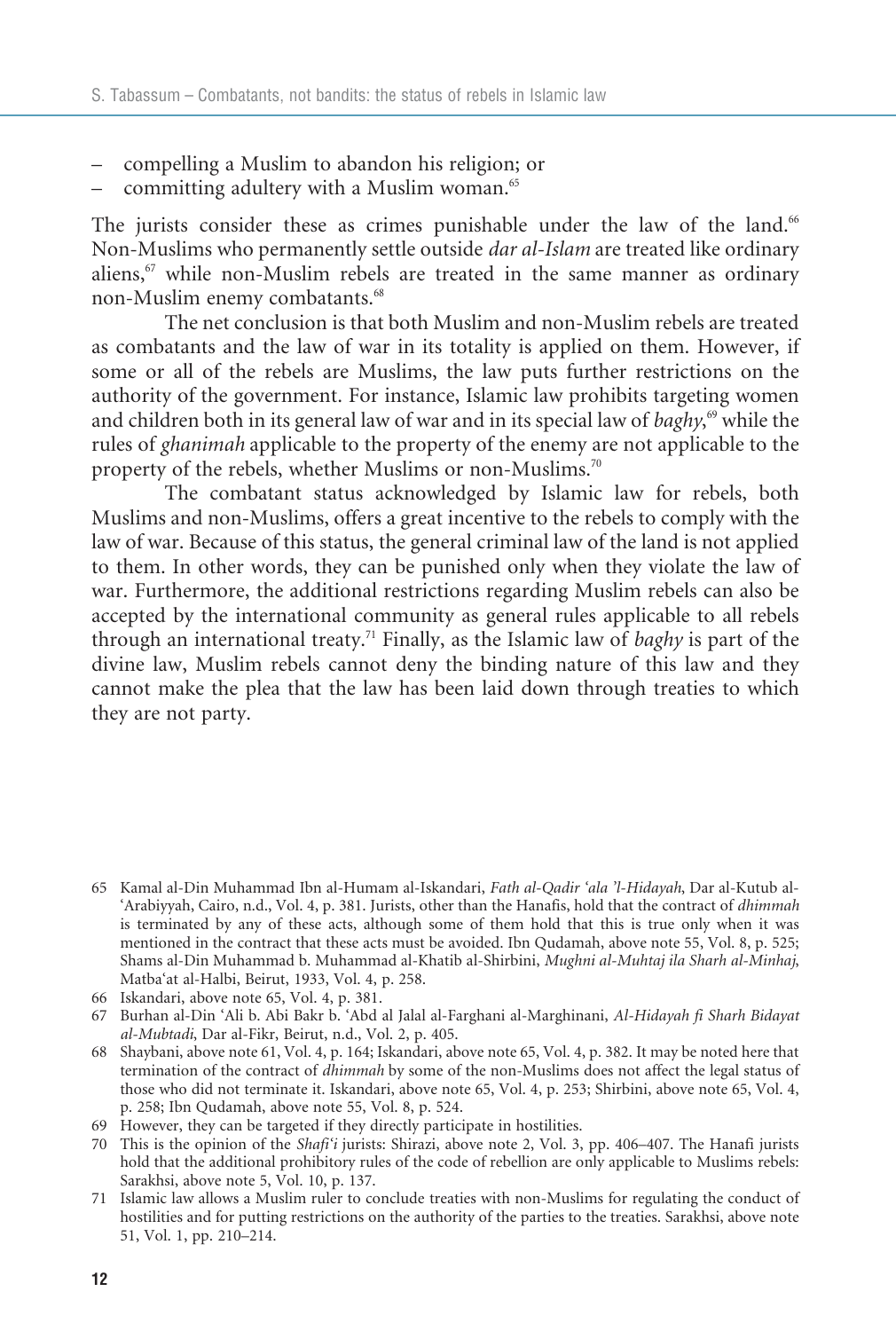- compelling a Muslim to abandon his religion; or
- committing adultery with a Muslim woman.[65]

The jurists consider these as crimes punishable under the law of the land.[66] Non-Muslims who permanently settle outside *dar al-Islam* are treated like ordinary aliens,[67] while non-Muslim rebels are treated in the same manner as ordinary non-Muslim enemy combatants.[68]

The net conclusion is that both Muslim and non-Muslim rebels are treated as combatants and the law of war in its totality is applied on them. However, if some or all of the rebels are Muslims, the law puts further restrictions on the authority of the government. For instance, Islamic law prohibits targeting women and children both in its general law of war and in its special law of *baghy*,[69] while the rules of *ghanimah* applicable to the property of the enemy are not applicable to the property of the rebels, whether Muslims or non-Muslims.[70]

The combatant status acknowledged by Islamic law for rebels, both Muslims and non-Muslims, offers a great incentive to the rebels to comply with the law of war. Because of this status, the general criminal law of the land is not applied to them. In other words, they can be punished only when they violate the law of war. Furthermore, the additional restrictions regarding Muslim rebels can also be accepted by the international community as general rules applicable to all rebels through an international treaty.[71] Finally, as the Islamic law of *baghy* is part of the divine law, Muslim rebels cannot deny the binding nature of this law and they cannot make the plea that the law has been laid down through treaties to which they are not party.

65 Kamal al-Din Muhammad Ibn al-Humam al-Iskandari, *Fath al-Qadir 'ala 'l-Hidayah*, Dar al-Kutub al-'Arabiyyah, Cairo, n.d., Vol. 4, p. 381. Jurists, other than the Hanafis, hold that the contract of *dhimmah* is terminated by any of these acts, although some of them hold that this is true only when it was mentioned in the contract that these acts must be avoided. Ibn Qudamah, above note 55, Vol. 8, p. 525; Shams al-Din Muhammad b. Muhammad al-Khatib al-Shirbini, *Mughni al-Muhtaj ila Sharh al-Minhaj*, Matba'at al-Halbi, Beirut, 1933, Vol. 4, p. 258.

66 Iskandari, above note 65, Vol. 4, p. 381.

67 Burhan al-Din 'Ali b. Abi Bakr b. 'Abd al Jalal al-Farghani al-Marghinani, *Al-Hidayah fi Sharh Bidayat al-Mubtadi*, Dar al-Fikr, Beirut, n.d., Vol. 2, p. 405.

68 Shaybani, above note 61, Vol. 4, p. 164; Iskandari, above note 65, Vol. 4, p. 382. It may be noted here that termination of the contract of *dhimmah* by some of the non-Muslims does not affect the legal status of those who did not terminate it. Iskandari, above note 65, Vol. 4, p. 253; Shirbini, above note 65, Vol. 4, p. 258; Ibn Qudamah, above note 55, Vol. 8, p. 524.

69 However, they can be targeted if they directly participate in hostilities.

70 This is the opinion of the *Shafi'i* jurists: Shirazi, above note 2, Vol. 3, pp. 406–407. The Hanafi jurists hold that the additional prohibitory rules of the code of rebellion are only applicable to Muslims rebels: Sarakhsi, above note 5, Vol. 10, p. 137.

71 Islamic law allows a Muslim ruler to conclude treaties with non-Muslims for regulating the conduct of hostilities and for putting restrictions on the authority of the parties to the treaties. Sarakhsi, above note 51, Vol. 1, pp. 210–214.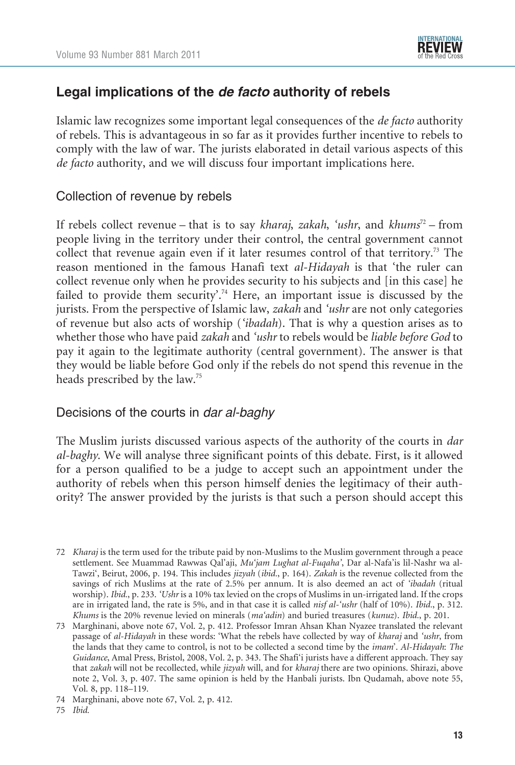## Legal implications of the *de facto* authority of rebels

Islamic law recognizes some important legal consequences of the *de facto* authority of rebels. This is advantageous in so far as it provides further incentive to rebels to comply with the law of war. The jurists elaborated in detail various aspects of this *de facto* authority, and we will discuss four important implications here.

### Collection of revenue by rebels

If rebels collect revenue – that is to say *kharaj*, *zakah*, *'ushr*, and *khums*[72] – from people living in the territory under their control, the central government cannot collect that revenue again even if it later resumes control of that territory.[73] The reason mentioned in the famous Hanafi text *al-Hidayah* is that 'the ruler can collect revenue only when he provides security to his subjects and [in this case] he failed to provide them security'.[74] Here, an important issue is discussed by the jurists. From the perspective of Islamic law, *zakah* and *'ushr* are not only categories of revenue but also acts of worship (*'ibadah*). That is why a question arises as to whether those who have paid *zakah* and *'ushr* to rebels would be *liable before God* to pay it again to the legitimate authority (central government). The answer is that they would be liable before God only if the rebels do not spend this revenue in the heads prescribed by the law.[75]

### Decisions of the courts in *dar al-baghy*

The Muslim jurists discussed various aspects of the authority of the courts in *dar al-baghy*. We will analyse three significant points of this debate. First, is it allowed for a person qualified to be a judge to accept such an appointment under the authority of rebels when this person himself denies the legitimacy of their authority? The answer provided by the jurists is that such a person should accept this

---

72 *Kharaj* is the term used for the tribute paid by non-Muslims to the Muslim government through a peace settlement. See Muammad Rawwas Qal'aji, *Mu'jam Lughat al-Fuqaha'*, Dar al-Nafa'is lil-Nashr wa al-Tawzi', Beirut, 2006, p. 194. This includes *jizyah* (*ibid.*, p. 164). *Zakah* is the revenue collected from the savings of rich Muslims at the rate of 2.5% per annum. It is also deemed an act of *'ibadah* (ritual worship). *Ibid.*, p. 233. *'Ushr* is a 10% tax levied on the crops of Muslims in un-irrigated land. If the crops are in irrigated land, the rate is 5%, and in that case it is called *nisf al-'ushr* (half of 10%). *Ibid.*, p. 312. *Khums* is the 20% revenue levied on minerals (*ma'adin*) and buried treasures (*kunuz*). *Ibid.*, p. 201.

73 Marghinani, above note 67, Vol. 2, p. 412. Professor Imran Ahsan Khan Nyazee translated the relevant passage of *al-Hidayah* in these words: 'What the rebels have collected by way of *kharaj* and *'ushr*, from the lands that they came to control, is not to be collected a second time by the *imam*'. *Al-Hidayah*: *The Guidance*, Amal Press, Bristol, 2008, Vol. 2, p. 343. The Shafi'i jurists have a different approach. They say that *zakah* will not be recollected, while *jizyah* will, and for *kharaj* there are two opinions. Shirazi, above note 2, Vol. 3, p. 407. The same opinion is held by the Hanbali jurists. Ibn Qudamah, above note 55, Vol. 8, pp. 118–119.

74 Marghinani, above note 67, Vol. 2, p. 412.

75 *Ibid.*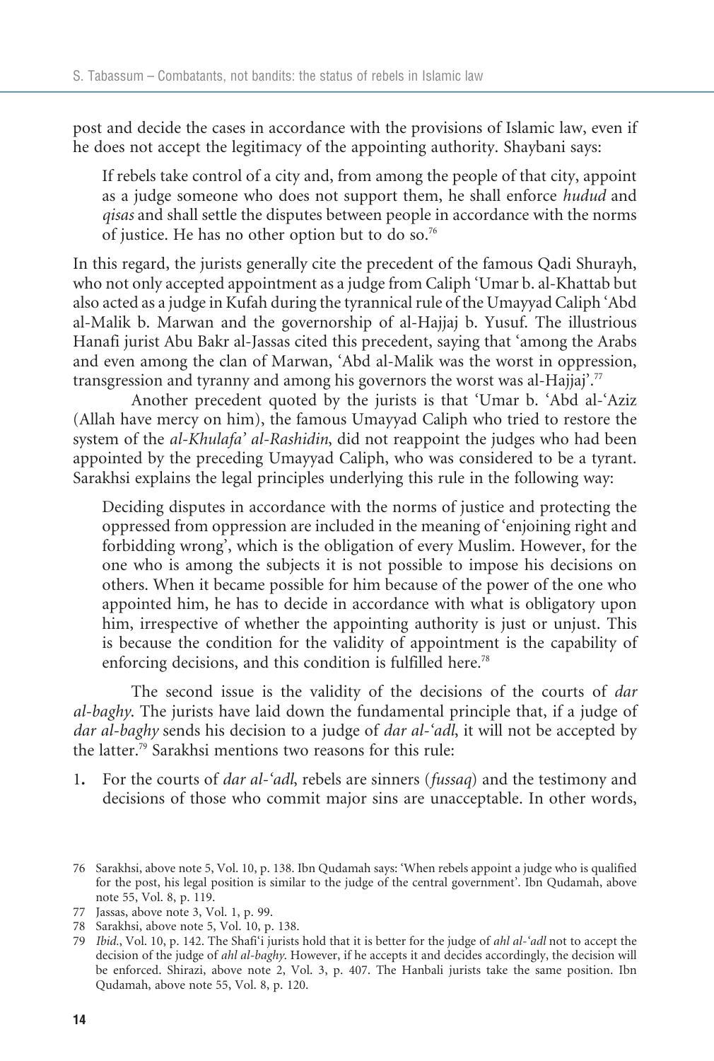post and decide the cases in accordance with the provisions of Islamic law, even if he does not accept the legitimacy of the appointing authority. Shaybani says:

> If rebels take control of a city and, from among the people of that city, appoint as a judge someone who does not support them, he shall enforce *hudud* and *qisas* and shall settle the disputes between people in accordance with the norms of justice. He has no other option but to do so.[76]

In this regard, the jurists generally cite the precedent of the famous Qadi Shurayh, who not only accepted appointment as a judge from Caliph ʿUmar b. al-Khattab but also acted as a judge in Kufah during the tyrannical rule of the Umayyad Caliph ʿAbd al-Malik b. Marwan and the governorship of al-Hajjaj b. Yusuf. The illustrious Hanafi jurist Abu Bakr al-Jassas cited this precedent, saying that 'among the Arabs and even among the clan of Marwan, ʿAbd al-Malik was the worst in oppression, transgression and tyranny and among his governors the worst was al-Hajjaj'.[77]

Another precedent quoted by the jurists is that ʿUmar b. ʿAbd al-ʿAziz (Allah have mercy on him), the famous Umayyad Caliph who tried to restore the system of the *al-Khulafa' al-Rashidin*, did not reappoint the judges who had been appointed by the preceding Umayyad Caliph, who was considered to be a tyrant. Sarakhsi explains the legal principles underlying this rule in the following way:

> Deciding disputes in accordance with the norms of justice and protecting the oppressed from oppression are included in the meaning of 'enjoining right and forbidding wrong', which is the obligation of every Muslim. However, for the one who is among the subjects it is not possible to impose his decisions on others. When it became possible for him because of the power of the one who appointed him, he has to decide in accordance with what is obligatory upon him, irrespective of whether the appointing authority is just or unjust. This is because the condition for the validity of appointment is the capability of enforcing decisions, and this condition is fulfilled here.[78]

The second issue is the validity of the decisions of the courts of *dar al-baghy*. The jurists have laid down the fundamental principle that, if a judge of *dar al-baghy* sends his decision to a judge of *dar al-ʿadl*, it will not be accepted by the latter.[79] Sarakhsi mentions two reasons for this rule:

1. For the courts of *dar al-ʿadl*, rebels are sinners (*fussaq*) and the testimony and decisions of those who commit major sins are unacceptable. In other words,

---

76 Sarakhsi, above note 5, Vol. 10, p. 138. Ibn Qudamah says: 'When rebels appoint a judge who is qualified for the post, his legal position is similar to the judge of the central government'. Ibn Qudamah, above note 55, Vol. 8, p. 119.

77 Jassas, above note 3, Vol. 1, p. 99.

78 Sarakhsi, above note 5, Vol. 10, p. 138.

79 *Ibid.*, Vol. 10, p. 142. The Shafiʿi jurists hold that it is better for the judge of *ahl al-ʿadl* not to accept the decision of the judge of *ahl al-baghy*. However, if he accepts it and decides accordingly, the decision will be enforced. Shirazi, above note 2, Vol. 3, p. 407. The Hanbali jurists take the same position. Ibn Qudamah, above note 55, Vol. 8, p. 120.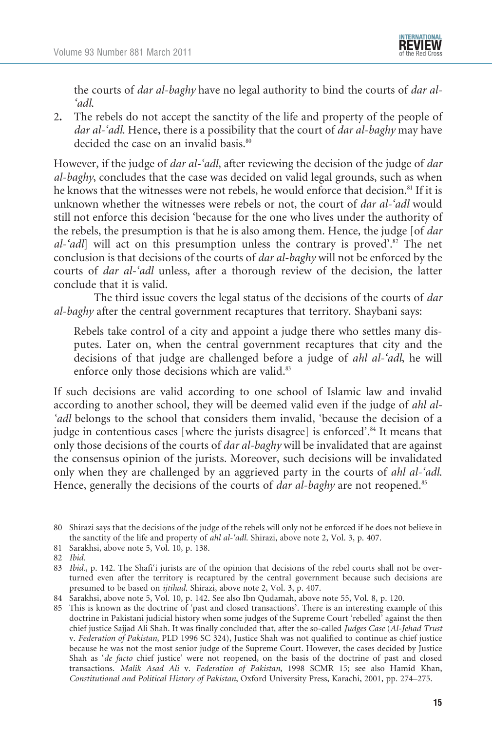the courts of *dar al-baghy* have no legal authority to bind the courts of *dar al-'adl*.

2. The rebels do not accept the sanctity of the life and property of the people of *dar al-'adl*. Hence, there is a possibility that the court of *dar al-baghy* may have decided the case on an invalid basis.[80]

However, if the judge of *dar al-'adl*, after reviewing the decision of the judge of *dar al-baghy*, concludes that the case was decided on valid legal grounds, such as when he knows that the witnesses were not rebels, he would enforce that decision.[81] If it is unknown whether the witnesses were rebels or not, the court of *dar al-'adl* would still not enforce this decision 'because for the one who lives under the authority of the rebels, the presumption is that he is also among them. Hence, the judge [of *dar al-'adl*] will act on this presumption unless the contrary is proved'.[82] The net conclusion is that decisions of the courts of *dar al-baghy* will not be enforced by the courts of *dar al-'adl* unless, after a thorough review of the decision, the latter conclude that it is valid.

The third issue covers the legal status of the decisions of the courts of *dar al-baghy* after the central government recaptures that territory. Shaybani says:

> Rebels take control of a city and appoint a judge there who settles many disputes. Later on, when the central government recaptures that city and the decisions of that judge are challenged before a judge of *ahl al-'adl*, he will enforce only those decisions which are valid.[83]

If such decisions are valid according to one school of Islamic law and invalid according to another school, they will be deemed valid even if the judge of *ahl al-'adl* belongs to the school that considers them invalid, 'because the decision of a judge in contentious cases [where the jurists disagree] is enforced'.[84] It means that only those decisions of the courts of *dar al-baghy* will be invalidated that are against the consensus opinion of the jurists. Moreover, such decisions will be invalidated only when they are challenged by an aggrieved party in the courts of *ahl al-'adl*. Hence, generally the decisions of the courts of *dar al-baghy* are not reopened.[85]

---

80 Shirazi says that the decisions of the judge of the rebels will only not be enforced if he does not believe in the sanctity of the life and property of *ahl al-'adl*. Shirazi, above note 2, Vol. 3, p. 407.

81 Sarakhsi, above note 5, Vol. 10, p. 138.

82 *Ibid.*

83 *Ibid.*, p. 142. The Shafi'i jurists are of the opinion that decisions of the rebel courts shall not be overturned even after the territory is recaptured by the central government because such decisions are presumed to be based on *ijtihad*. Shirazi, above note 2, Vol. 3, p. 407.

84 Sarakhsi, above note 5, Vol. 10, p. 142. See also Ibn Qudamah, above note 55, Vol. 8, p. 120.

85 This is known as the doctrine of 'past and closed transactions'. There is an interesting example of this doctrine in Pakistani judicial history when some judges of the Supreme Court 'rebelled' against the then chief justice Sajjad Ali Shah. It was finally concluded that, after the so-called *Judges Case* (*Al-Jehad Trust* v. *Federation of Pakistan*, PLD 1996 SC 324), Justice Shah was not qualified to continue as chief justice because he was not the most senior judge of the Supreme Court. However, the cases decided by Justice Shah as '*de facto* chief justice' were not reopened, on the basis of the doctrine of past and closed transactions. *Malik Asad Ali* v. *Federation of Pakistan*, 1998 SCMR 15; see also Hamid Khan, *Constitutional and Political History of Pakistan*, Oxford University Press, Karachi, 2001, pp. 274–275.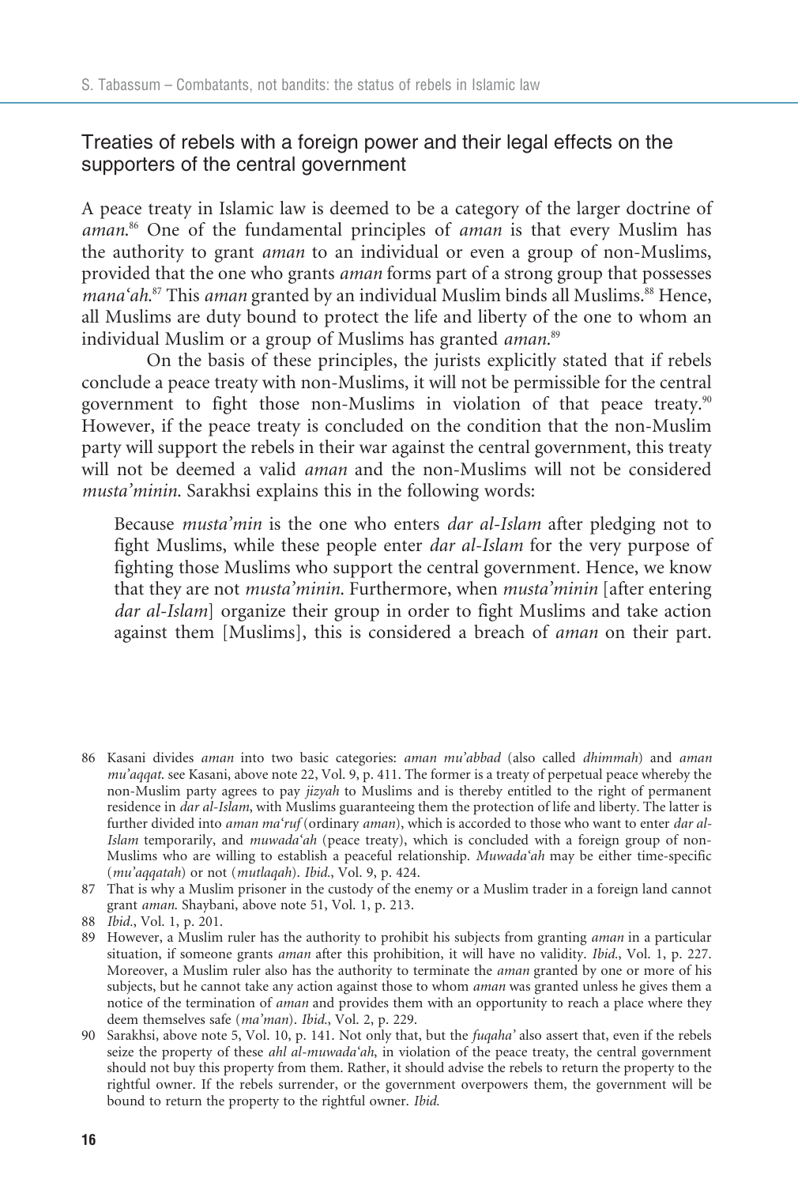## Treaties of rebels with a foreign power and their legal effects on the supporters of the central government

A peace treaty in Islamic law is deemed to be a category of the larger doctrine of *aman*.[86] One of the fundamental principles of *aman* is that every Muslim has the authority to grant *aman* to an individual or even a group of non-Muslims, provided that the one who grants *aman* forms part of a strong group that possesses *mana'ah*.[87] This *aman* granted by an individual Muslim binds all Muslims.[88] Hence, all Muslims are duty bound to protect the life and liberty of the one to whom an individual Muslim or a group of Muslims has granted *aman*.[89]

On the basis of these principles, the jurists explicitly stated that if rebels conclude a peace treaty with non-Muslims, it will not be permissible for the central government to fight those non-Muslims in violation of that peace treaty.[90] However, if the peace treaty is concluded on the condition that the non-Muslim party will support the rebels in their war against the central government, this treaty will not be deemed a valid *aman* and the non-Muslims will not be considered *musta'minin*. Sarakhsi explains this in the following words:

> Because *musta'min* is the one who enters *dar al-Islam* after pledging not to fight Muslims, while these people enter *dar al-Islam* for the very purpose of fighting those Muslims who support the central government. Hence, we know that they are not *musta'minin*. Furthermore, when *musta'minin* [after entering *dar al-Islam*] organize their group in order to fight Muslims and take action against them [Muslims], this is considered a breach of *aman* on their part.

86 Kasani divides *aman* into two basic categories: *aman mu'abbad* (also called *dhimmah*) and *aman mu'aqqat*. see Kasani, above note 22, Vol. 9, p. 411. The former is a treaty of perpetual peace whereby the non-Muslim party agrees to pay *jizyah* to Muslims and is thereby entitled to the right of permanent residence in *dar al-Islam*, with Muslims guaranteeing them the protection of life and liberty. The latter is further divided into *aman ma'ruf* (ordinary *aman*), which is accorded to those who want to enter *dar al-Islam* temporarily, and *muwada'ah* (peace treaty), which is concluded with a foreign group of non-Muslims who are willing to establish a peaceful relationship. *Muwada'ah* may be either time-specific (*mu'aqqatah*) or not (*mutlaqah*). *Ibid.*, Vol. 9, p. 424.

87 That is why a Muslim prisoner in the custody of the enemy or a Muslim trader in a foreign land cannot grant *aman*. Shaybani, above note 51, Vol. 1, p. 213.

88 *Ibid.*, Vol. 1, p. 201.

89 However, a Muslim ruler has the authority to prohibit his subjects from granting *aman* in a particular situation, if someone grants *aman* after this prohibition, it will have no validity. *Ibid.*, Vol. 1, p. 227. Moreover, a Muslim ruler also has the authority to terminate the *aman* granted by one or more of his subjects, but he cannot take any action against those to whom *aman* was granted unless he gives them a notice of the termination of *aman* and provides them with an opportunity to reach a place where they deem themselves safe (*ma'man*). *Ibid.*, Vol. 2, p. 229.

90 Sarakhsi, above note 5, Vol. 10, p. 141. Not only that, but the *fuqaha'* also assert that, even if the rebels seize the property of these *ahl al-muwada'ah*, in violation of the peace treaty, the central government should not buy this property from them. Rather, it should advise the rebels to return the property to the rightful owner. If the rebels surrender, or the government overpowers them, the government will be bound to return the property to the rightful owner. *Ibid.*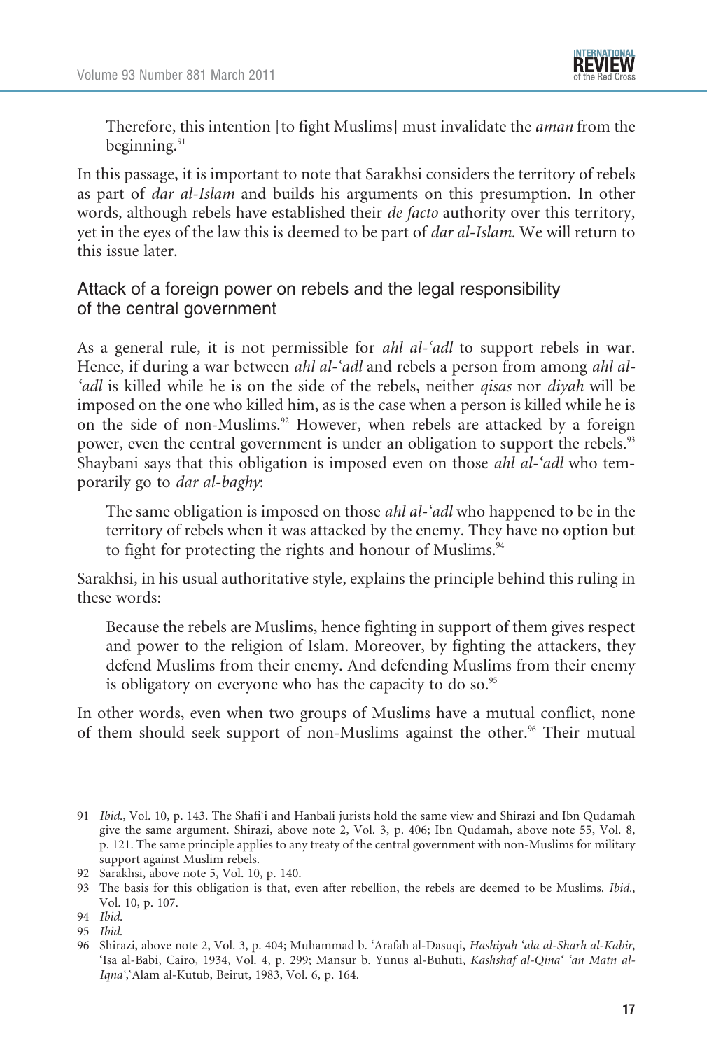Therefore, this intention [to fight Muslims] must invalidate the *aman* from the beginning.[91]

In this passage, it is important to note that Sarakhsi considers the territory of rebels as part of *dar al-Islam* and builds his arguments on this presumption. In other words, although rebels have established their *de facto* authority over this territory, yet in the eyes of the law this is deemed to be part of *dar al-Islam*. We will return to this issue later.

## Attack of a foreign power on rebels and the legal responsibility of the central government

As a general rule, it is not permissible for *ahl al-'adl* to support rebels in war. Hence, if during a war between *ahl al-'adl* and rebels a person from among *ahl al-'adl* is killed while he is on the side of the rebels, neither *qisas* nor *diyah* will be imposed on the one who killed him, as is the case when a person is killed while he is on the side of non-Muslims.[92] However, when rebels are attacked by a foreign power, even the central government is under an obligation to support the rebels.[93] Shaybani says that this obligation is imposed even on those *ahl al-'adl* who temporarily go to *dar al-baghy*:

> The same obligation is imposed on those *ahl al-'adl* who happened to be in the territory of rebels when it was attacked by the enemy. They have no option but to fight for protecting the rights and honour of Muslims.[94]

Sarakhsi, in his usual authoritative style, explains the principle behind this ruling in these words:

> Because the rebels are Muslims, hence fighting in support of them gives respect and power to the religion of Islam. Moreover, by fighting the attackers, they defend Muslims from their enemy. And defending Muslims from their enemy is obligatory on everyone who has the capacity to do so.[95]

In other words, even when two groups of Muslims have a mutual conflict, none of them should seek support of non-Muslims against the other.[96] Their mutual

---

91 *Ibid*., Vol. 10, p. 143. The Shafi'i and Hanbali jurists hold the same view and Shirazi and Ibn Qudamah give the same argument. Shirazi, above note 2, Vol. 3, p. 406; Ibn Qudamah, above note 55, Vol. 8, p. 121. The same principle applies to any treaty of the central government with non-Muslims for military support against Muslim rebels.

92 Sarakhsi, above note 5, Vol. 10, p. 140.

93 The basis for this obligation is that, even after rebellion, the rebels are deemed to be Muslims. *Ibid*., Vol. 10, p. 107.

94 *Ibid*.

95 *Ibid*.

96 Shirazi, above note 2, Vol. 3, p. 404; Muhammad b. 'Arafah al-Dasuqi, *Hashiyah 'ala al-Sharh al-Kabir*, 'Isa al-Babi, Cairo, 1934, Vol. 4, p. 299; Mansur b. Yunus al-Buhuti, *Kashshaf al-Qina' 'an Matn al-Iqna'*,'Alam al-Kutub, Beirut, 1983, Vol. 6, p. 164.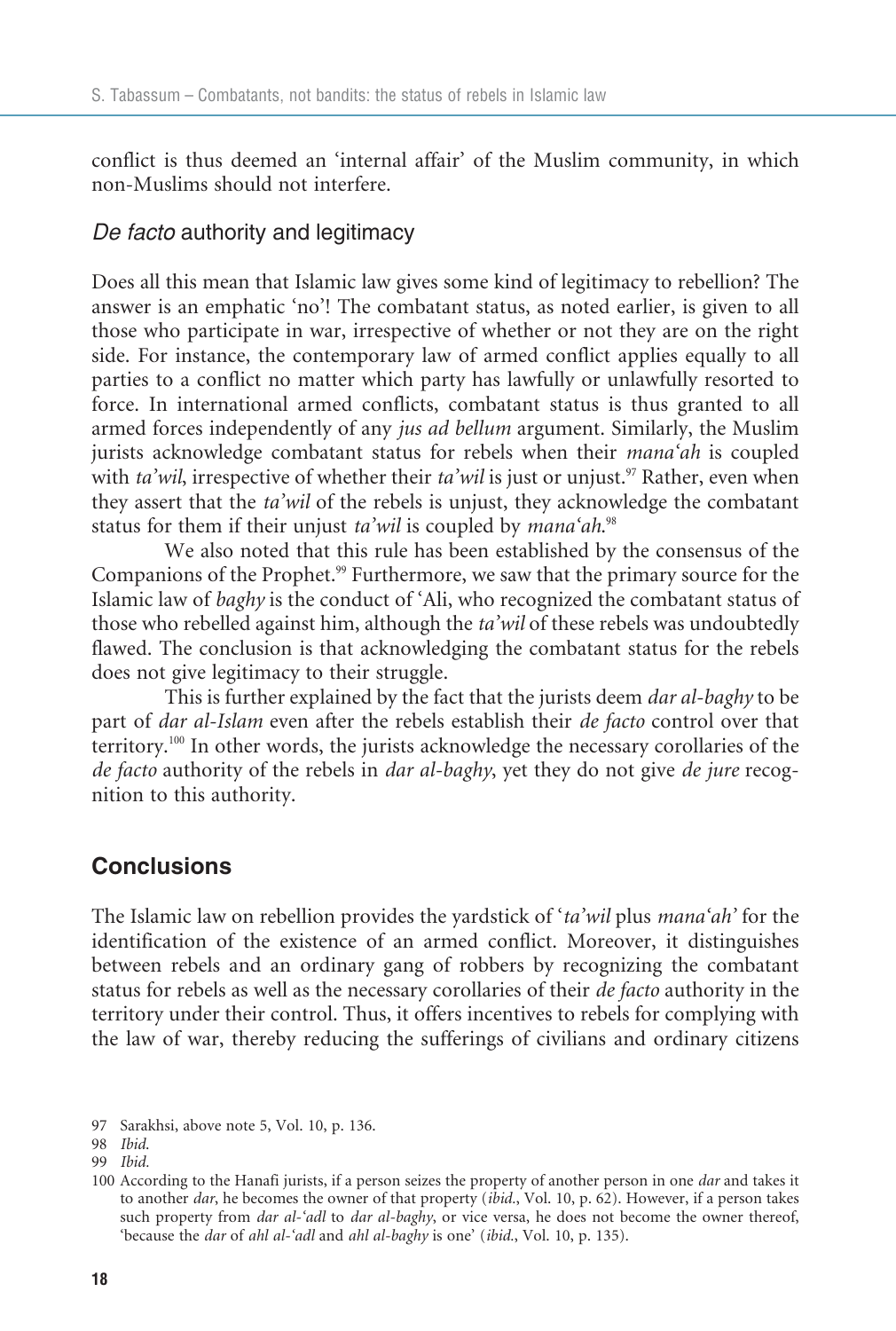conflict is thus deemed an 'internal affair' of the Muslim community, in which non-Muslims should not interfere.

### *De facto* authority and legitimacy

Does all this mean that Islamic law gives some kind of legitimacy to rebellion? The answer is an emphatic 'no'! The combatant status, as noted earlier, is given to all those who participate in war, irrespective of whether or not they are on the right side. For instance, the contemporary law of armed conflict applies equally to all parties to a conflict no matter which party has lawfully or unlawfully resorted to force. In international armed conflicts, combatant status is thus granted to all armed forces independently of any *jus ad bellum* argument. Similarly, the Muslim jurists acknowledge combatant status for rebels when their *mana'ah* is coupled with *ta'wil*, irrespective of whether their *ta'wil* is just or unjust.[97] Rather, even when they assert that the *ta'wil* of the rebels is unjust, they acknowledge the combatant status for them if their unjust *ta'wil* is coupled by *mana'ah*.[98]

We also noted that this rule has been established by the consensus of the Companions of the Prophet.[99] Furthermore, we saw that the primary source for the Islamic law of *baghy* is the conduct of 'Ali, who recognized the combatant status of those who rebelled against him, although the *ta'wil* of these rebels was undoubtedly flawed. The conclusion is that acknowledging the combatant status for the rebels does not give legitimacy to their struggle.

This is further explained by the fact that the jurists deem *dar al-baghy* to be part of *dar al-Islam* even after the rebels establish their *de facto* control over that territory.[100] In other words, the jurists acknowledge the necessary corollaries of the *de facto* authority of the rebels in *dar al-baghy*, yet they do not give *de jure* recognition to this authority.

## Conclusions

The Islamic law on rebellion provides the yardstick of '*ta'wil* plus *mana'ah*' for the identification of the existence of an armed conflict. Moreover, it distinguishes between rebels and an ordinary gang of robbers by recognizing the combatant status for rebels as well as the necessary corollaries of their *de facto* authority in the territory under their control. Thus, it offers incentives to rebels for complying with the law of war, thereby reducing the sufferings of civilians and ordinary citizens

---

97 Sarakhsi, above note 5, Vol. 10, p. 136.

98 *Ibid.*

99 *Ibid.*

100 According to the Hanafi jurists, if a person seizes the property of another person in one *dar* and takes it to another *dar*, he becomes the owner of that property (*ibid.*, Vol. 10, p. 62). However, if a person takes such property from *dar al-'adl* to *dar al-baghy*, or vice versa, he does not become the owner thereof, 'because the *dar* of *ahl al-'adl* and *ahl al-baghy* is one' (*ibid.*, Vol. 10, p. 135).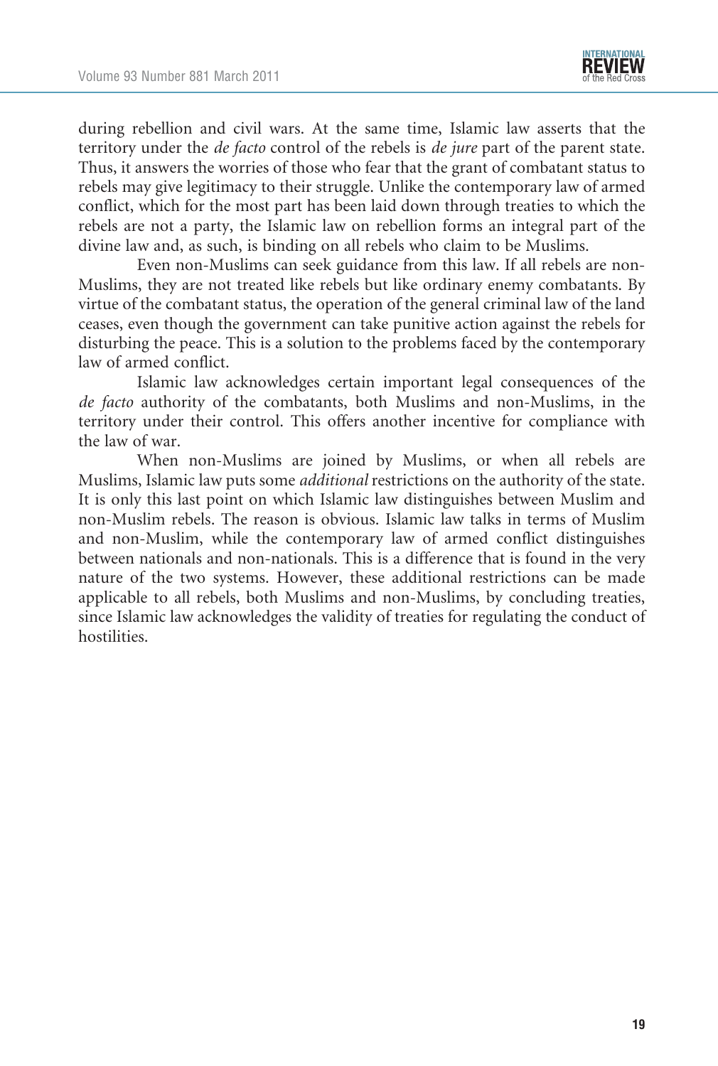during rebellion and civil wars. At the same time, Islamic law asserts that the territory under the *de facto* control of the rebels is *de jure* part of the parent state. Thus, it answers the worries of those who fear that the grant of combatant status to rebels may give legitimacy to their struggle. Unlike the contemporary law of armed conflict, which for the most part has been laid down through treaties to which the rebels are not a party, the Islamic law on rebellion forms an integral part of the divine law and, as such, is binding on all rebels who claim to be Muslims.

Even non-Muslims can seek guidance from this law. If all rebels are non-Muslims, they are not treated like rebels but like ordinary enemy combatants. By virtue of the combatant status, the operation of the general criminal law of the land ceases, even though the government can take punitive action against the rebels for disturbing the peace. This is a solution to the problems faced by the contemporary law of armed conflict.

Islamic law acknowledges certain important legal consequences of the *de facto* authority of the combatants, both Muslims and non-Muslims, in the territory under their control. This offers another incentive for compliance with the law of war.

When non-Muslims are joined by Muslims, or when all rebels are Muslims, Islamic law puts some *additional* restrictions on the authority of the state. It is only this last point on which Islamic law distinguishes between Muslim and non-Muslim rebels. The reason is obvious. Islamic law talks in terms of Muslim and non-Muslim, while the contemporary law of armed conflict distinguishes between nationals and non-nationals. This is a difference that is found in the very nature of the two systems. However, these additional restrictions can be made applicable to all rebels, both Muslims and non-Muslims, by concluding treaties, since Islamic law acknowledges the validity of treaties for regulating the conduct of hostilities.